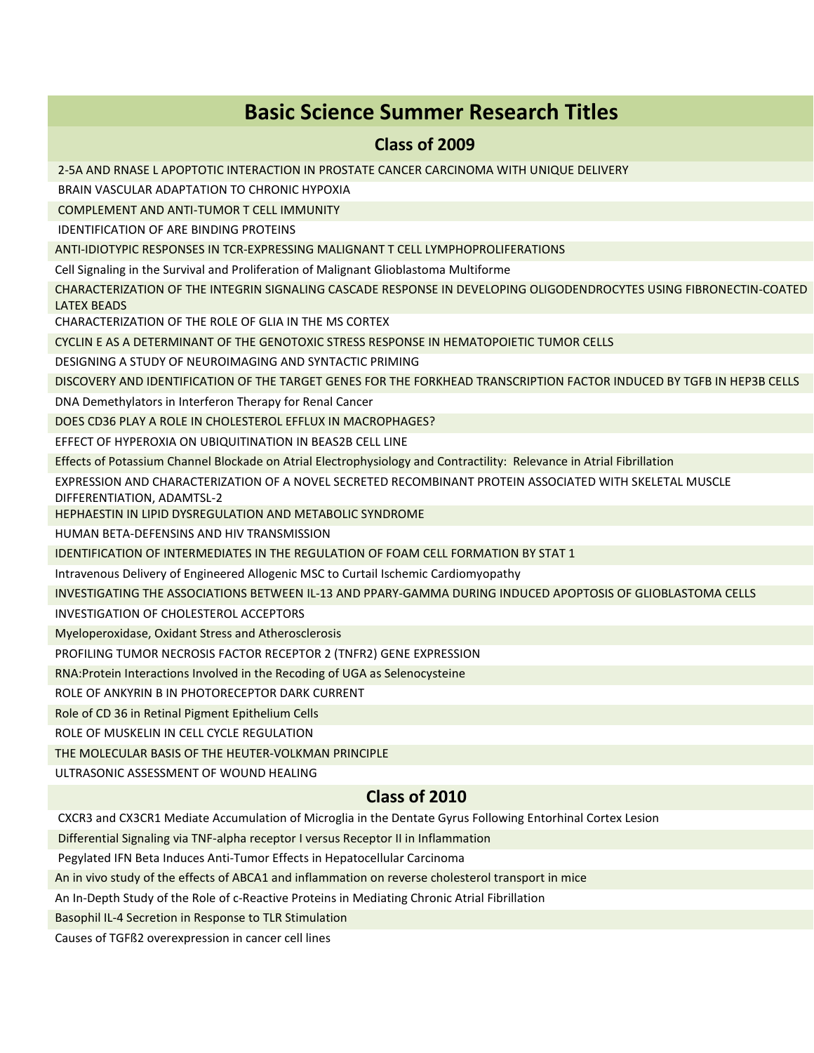# Basic Science Summer Research Titles

## Class of 2009

2-5A AND RNASE L APOPTOTIC INTERACTION IN PROSTATE CANCER CARCINOMA WITH UNIQUE DELIVERY

BRAIN VASCULAR ADAPTATION TO CHRONIC HYPOXIA

COMPLEMENT AND ANTI-TUMOR T CELL IMMUNITY

IDENTIFICATION OF ARE BINDING PROTEINS

ANTI-IDIOTYPIC RESPONSES IN TCR-EXPRESSING MALIGNANT T CELL LYMPHOPROLIFERATIONS

Cell Signaling in the Survival and Proliferation of Malignant Glioblastoma Multiforme

CHARACTERIZATION OF THE INTEGRIN SIGNALING CASCADE RESPONSE IN DEVELOPING OLIGODENDROCYTES USING FIBRONECTIN-COATED LATEX BEADS

CHARACTERIZATION OF THE ROLE OF GLIA IN THE MS CORTEX

CYCLIN E AS A DETERMINANT OF THE GENOTOXIC STRESS RESPONSE IN HEMATOPOIETIC TUMOR CELLS

DESIGNING A STUDY OF NEUROIMAGING AND SYNTACTIC PRIMING

DISCOVERY AND IDENTIFICATION OF THE TARGET GENES FOR THE FORKHEAD TRANSCRIPTION FACTOR INDUCED BY TGFB IN HEP3B CELLS

DNA Demethylators in Interferon Therapy for Renal Cancer

DOES CD36 PLAY A ROLE IN CHOLESTEROL EFFLUX IN MACROPHAGES?

EFFECT OF HYPEROXIA ON UBIQUITINATION IN BEAS2B CELL LINE

Effects of Potassium Channel Blockade on Atrial Electrophysiology and Contractility: Relevance in Atrial Fibrillation

EXPRESSION AND CHARACTERIZATION OF A NOVEL SECRETED RECOMBINANT PROTEIN ASSOCIATED WITH SKELETAL MUSCLE DIFFERENTIATION, ADAMTSL-2

HEPHAESTIN IN LIPID DYSREGULATION AND METABOLIC SYNDROME

HUMAN BETA-DEFENSINS AND HIV TRANSMISSION

IDENTIFICATION OF INTERMEDIATES IN THE REGULATION OF FOAM CELL FORMATION BY STAT 1

Intravenous Delivery of Engineered Allogenic MSC to Curtail Ischemic Cardiomyopathy

INVESTIGATING THE ASSOCIATIONS BETWEEN IL-13 AND PPARY-GAMMA DURING INDUCED APOPTOSIS OF GLIOBLASTOMA CELLS

INVESTIGATION OF CHOLESTEROL ACCEPTORS

Myeloperoxidase, Oxidant Stress and Atherosclerosis

PROFILING TUMOR NECROSIS FACTOR RECEPTOR 2 (TNFR2) GENE EXPRESSION

RNA:Protein Interactions Involved in the Recoding of UGA as Selenocysteine

ROLE OF ANKYRIN B IN PHOTORECEPTOR DARK CURRENT

Role of CD 36 in Retinal Pigment Epithelium Cells

ROLE OF MUSKELIN IN CELL CYCLE REGULATION

THE MOLECULAR BASIS OF THE HEUTER-VOLKMAN PRINCIPLE

ULTRASONIC ASSESSMENT OF WOUND HEALING

## Class of 2010

CXCR3 and CX3CR1 Mediate Accumulation of Microglia in the Dentate Gyrus Following Entorhinal Cortex Lesion

Differential Signaling via TNF-alpha receptor I versus Receptor II in Inflammation

Pegylated IFN Beta Induces Anti-Tumor Effects in Hepatocellular Carcinoma

An in vivo study of the effects of ABCA1 and inflammation on reverse cholesterol transport in mice

An In-Depth Study of the Role of c-Reactive Proteins in Mediating Chronic Atrial Fibrillation

Basophil IL-4 Secretion in Response to TLR Stimulation

Causes of TGFß2 overexpression in cancer cell lines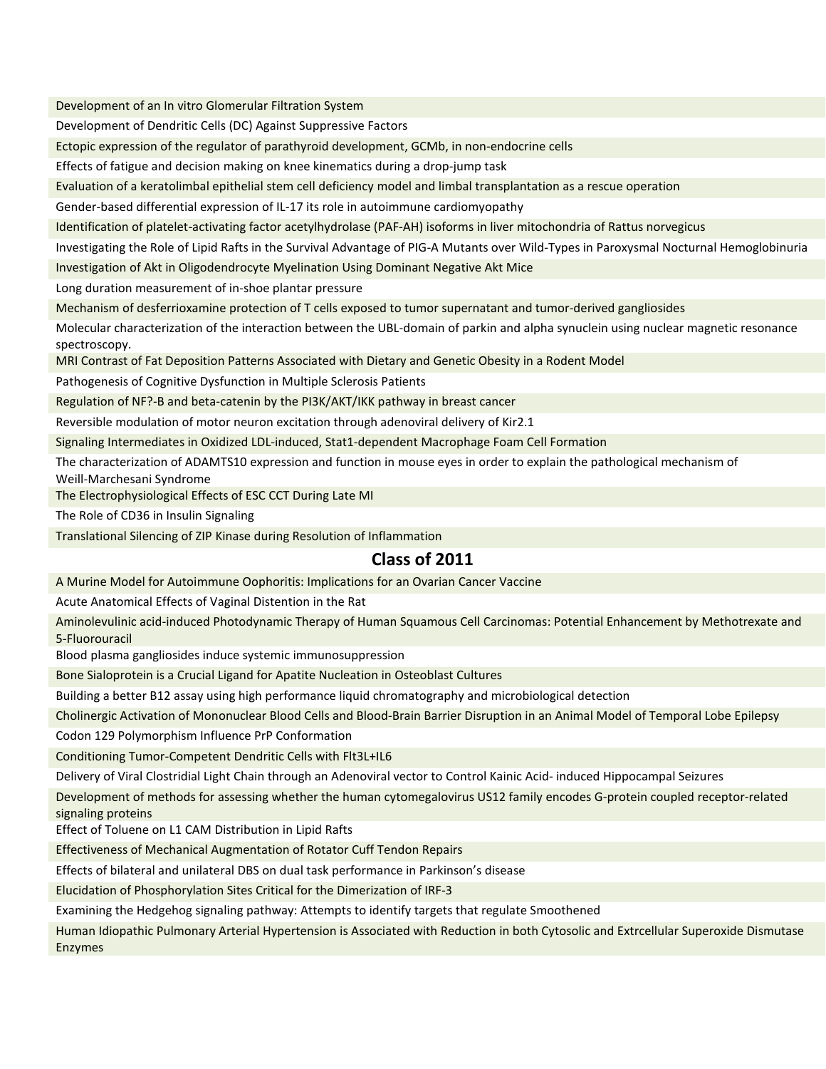Development of an In vitro Glomerular Filtration System

Development of Dendritic Cells (DC) Against Suppressive Factors

Ectopic expression of the regulator of parathyroid development, GCMb, in non-endocrine cells

Effects of fatigue and decision making on knee kinematics during a drop-jump task

Evaluation of a keratolimbal epithelial stem cell deficiency model and limbal transplantation as a rescue operation

Gender-based differential expression of IL-17 its role in autoimmune cardiomyopathy

Identification of platelet-activating factor acetylhydrolase (PAF-AH) isoforms in liver mitochondria of Rattus norvegicus

Investigating the Role of Lipid Rafts in the Survival Advantage of PIG-A Mutants over Wild-Types in Paroxysmal Nocturnal Hemoglobinuria

Investigation of Akt in Oligodendrocyte Myelination Using Dominant Negative Akt Mice

Long duration measurement of in-shoe plantar pressure

Mechanism of desferrioxamine protection of T cells exposed to tumor supernatant and tumor-derived gangliosides

Molecular characterization of the interaction between the UBL-domain of parkin and alpha synuclein using nuclear magnetic resonance spectroscopy.

MRI Contrast of Fat Deposition Patterns Associated with Dietary and Genetic Obesity in a Rodent Model

Pathogenesis of Cognitive Dysfunction in Multiple Sclerosis Patients

Regulation of NF?-B and beta-catenin by the PI3K/AKT/IKK pathway in breast cancer

Reversible modulation of motor neuron excitation through adenoviral delivery of Kir2.1

Signaling Intermediates in Oxidized LDL-induced, Stat1-dependent Macrophage Foam Cell Formation

The characterization of ADAMTS10 expression and function in mouse eyes in order to explain the pathological mechanism of Weill-Marchesani Syndrome

The Electrophysiological Effects of ESC CCT During Late MI

The Role of CD36 in Insulin Signaling

Translational Silencing of ZIP Kinase during Resolution of Inflammation

## Class of 2011

A Murine Model for Autoimmune Oophoritis: Implications for an Ovarian Cancer Vaccine

Acute Anatomical Effects of Vaginal Distention in the Rat

Aminolevulinic acid-induced Photodynamic Therapy of Human Squamous Cell Carcinomas: Potential Enhancement by Methotrexate and 5-Fluorouracil

Blood plasma gangliosides induce systemic immunosuppression

Bone Sialoprotein is a Crucial Ligand for Apatite Nucleation in Osteoblast Cultures

Building a better B12 assay using high performance liquid chromatography and microbiological detection

Cholinergic Activation of Mononuclear Blood Cells and Blood-Brain Barrier Disruption in an Animal Model of Temporal Lobe Epilepsy

Codon 129 Polymorphism Influence PrP Conformation

Conditioning Tumor-Competent Dendritic Cells with Flt3L+IL6

Delivery of Viral Clostridial Light Chain through an Adenoviral vector to Control Kainic Acid- induced Hippocampal Seizures

Development of methods for assessing whether the human cytomegalovirus US12 family encodes G-protein coupled receptor-related signaling proteins

Effect of Toluene on L1 CAM Distribution in Lipid Rafts

Effectiveness of Mechanical Augmentation of Rotator Cuff Tendon Repairs

Effects of bilateral and unilateral DBS on dual task performance in Parkinson's disease

Elucidation of Phosphorylation Sites Critical for the Dimerization of IRF-3

Examining the Hedgehog signaling pathway: Attempts to identify targets that regulate Smoothened

Human Idiopathic Pulmonary Arterial Hypertension is Associated with Reduction in both Cytosolic and Extrcellular Superoxide Dismutase Enzymes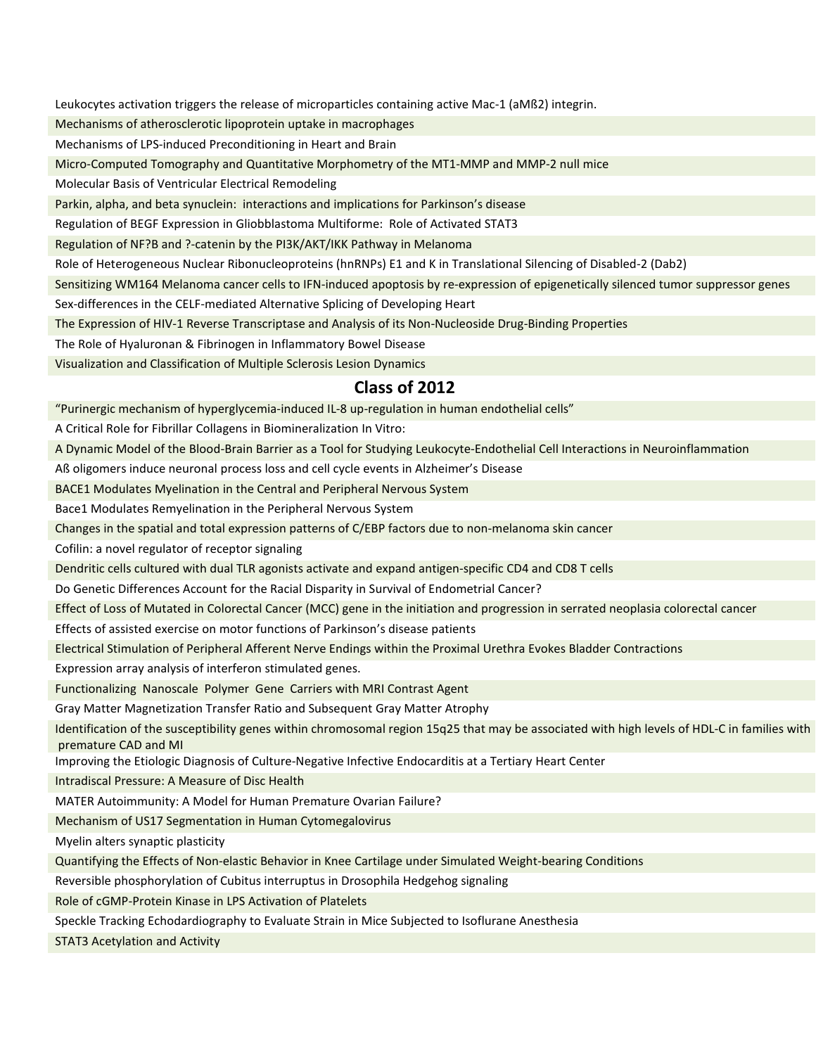Leukocytes activation triggers the release of microparticles containing active Mac-1 (aMß2) integrin.

Mechanisms of atherosclerotic lipoprotein uptake in macrophages

Mechanisms of LPS-induced Preconditioning in Heart and Brain

Micro-Computed Tomography and Quantitative Morphometry of the MT1-MMP and MMP-2 null mice

Molecular Basis of Ventricular Electrical Remodeling

Parkin, alpha, and beta synuclein: interactions and implications for Parkinson's disease

Regulation of BEGF Expression in Glioblastoma Multiforme: Role of Activated STAT3

Regulation of NF?B and ?-catenin by the PI3K/AKT/IKK Pathway in Melanoma

Role of Heterogeneous Nuclear Ribonucleoproteins (hnRNPs) E1 and K in Translational Silencing of Disabled-2 (Dab2)

Sensitizing WM164 Melanoma cancer cells to IFN-induced apoptosis by re-expression of epigenetically silenced tumor suppressor genes

Sex-differences in the CELF-mediated Alternative Splicing of Developing Heart

The Expression of HIV-1 Reverse Transcriptase and Analysis of its Non-Nucleoside Drug-Binding Properties

The Role of Hyaluronan & Fibrinogen in Inflammatory Bowel Disease

Visualization and Classification of Multiple Sclerosis Lesion Dynamics

## Class of 2012

"Purinergic mechanism of hyperglycemia-induced IL-8 up-regulation in human endothelial cells"

A Critical Role for Fibrillar Collagens in Biomineralization In Vitro:

A Dynamic Model of the Blood-Brain Barrier as a Tool for Studying Leukocyte-Endothelial Cell Interactions in Neuroinflammation

Aß oligomers induce neuronal process loss and cell cycle events in Alzheimer's Disease

BACE1 Modulates Myelination in the Central and Peripheral Nervous System

Bace1 Modulates Remyelination in the Peripheral Nervous System

Changes in the spatial and total expression patterns of C/EBP factors due to non-melanoma skin cancer

Cofilin: a novel regulator of receptor signaling

Dendritic cells cultured with dual TLR agonists activate and expand antigen-specific CD4 and CD8 T cells

Do Genetic Differences Account for the Racial Disparity in Survival of Endometrial Cancer?

Effect of Loss of Mutated in Colorectal Cancer (MCC) gene in the initiation and progression in serrated neoplasia colorectal cancer

Effects of assisted exercise on motor functions of Parkinson's disease patients

Electrical Stimulation of Peripheral Afferent Nerve Endings within the Proximal Urethra Evokes Bladder Contractions

Expression array analysis of interferon stimulated genes.

Functionalizing Nanoscale Polymer Gene Carriers with MRI Contrast Agent

Gray Matter Magnetization Transfer Ratio and Subsequent Gray Matter Atrophy

Identification of the susceptibility genes within chromosomal region 15q25 that may be associated with high levels of HDL-C in families with premature CAD and MI

Improving the Etiologic Diagnosis of Culture-Negative Infective Endocarditis at a Tertiary Heart Center

Intradiscal Pressure: A Measure of Disc Health

MATER Autoimmunity: A Model for Human Premature Ovarian Failure?

Mechanism of US17 Segmentation in Human Cytomegalovirus

Myelin alters synaptic plasticity

Quantifying the Effects of Non-elastic Behavior in Knee Cartilage under Simulated Weight-bearing Conditions

Reversible phosphorylation of Cubitus interruptus in Drosophila Hedgehog signaling

Role of cGMP-Protein Kinase in LPS Activation of Platelets

Speckle Tracking Echodardiography to Evaluate Strain in Mice Subjected to Isoflurane Anesthesia

STAT3 Acetylation and Activity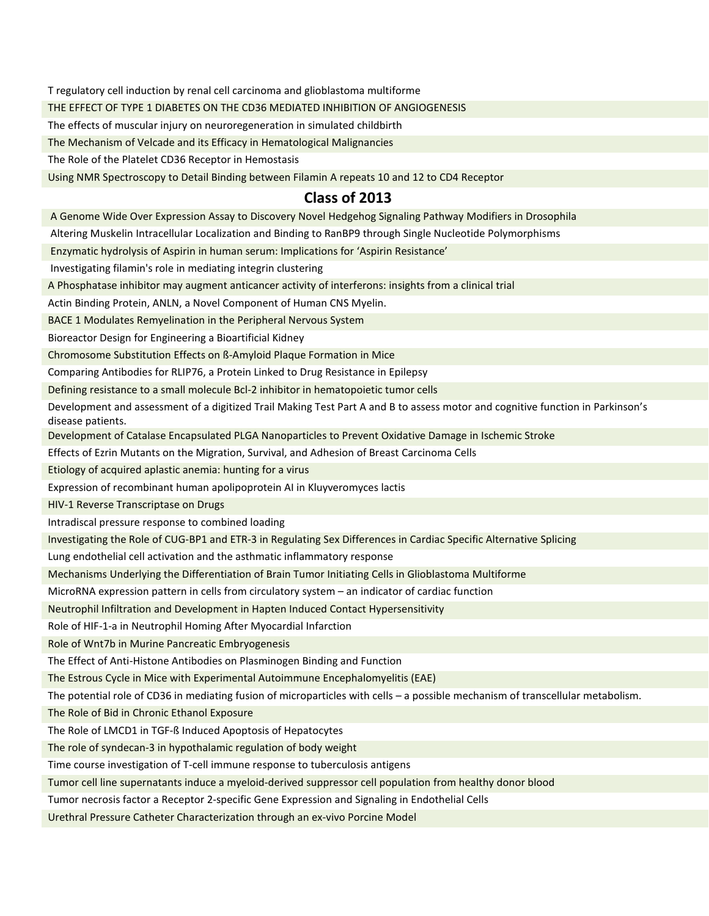T regulatory cell induction by renal cell carcinoma and glioblastoma multiforme

THE EFFECT OF TYPE 1 DIABETES ON THE CD36 MEDIATED INHIBITION OF ANGIOGENESIS

The effects of muscular injury on neuroregeneration in simulated childbirth

The Mechanism of Velcade and its Efficacy in Hematological Malignancies

The Role of the Platelet CD36 Receptor in Hemostasis

Using NMR Spectroscopy to Detail Binding between Filamin A repeats 10 and 12 to CD4 Receptor

## Class of 2013

A Genome Wide Over Expression Assay to Discovery Novel Hedgehog Signaling Pathway Modifiers in Drosophila

Altering Muskelin Intracellular Localization and Binding to RanBP9 through Single Nucleotide Polymorphisms

Enzymatic hydrolysis of Aspirin in human serum: Implications for 'Aspirin Resistance'

Investigating filamin's role in mediating integrin clustering

A Phosphatase inhibitor may augment anticancer activity of interferons: insights from a clinical trial

Actin Binding Protein, ANLN, a Novel Component of Human CNS Myelin.

BACE 1 Modulates Remyelination in the Peripheral Nervous System

Bioreactor Design for Engineering a Bioartificial Kidney

Chromosome Substitution Effects on ß-Amyloid Plaque Formation in Mice

Comparing Antibodies for RLIP76, a Protein Linked to Drug Resistance in Epilepsy

Defining resistance to a small molecule Bcl-2 inhibitor in hematopoietic tumor cells

Development and assessment of a digitized Trail Making Test Part A and B to assess motor and cognitive function in Parkinson's disease patients.

Development of Catalase Encapsulated PLGA Nanoparticles to Prevent Oxidative Damage in Ischemic Stroke

Effects of Ezrin Mutants on the Migration, Survival, and Adhesion of Breast Carcinoma Cells

Etiology of acquired aplastic anemia: hunting for a virus

Expression of recombinant human apolipoprotein AI in Kluyveromyces lactis

HIV-1 Reverse Transcriptase on Drugs

Intradiscal pressure response to combined loading

Investigating the Role of CUG-BP1 and ETR-3 in Regulating Sex Differences in Cardiac Specific Alternative Splicing

Lung endothelial cell activation and the asthmatic inflammatory response

Mechanisms Underlying the Differentiation of Brain Tumor Initiating Cells in Glioblastoma Multiforme

MicroRNA expression pattern in cells from circulatory system – an indicator of cardiac function

Neutrophil Infiltration and Development in Hapten Induced Contact Hypersensitivity

Role of HIF-1-a in Neutrophil Homing After Myocardial Infarction

Role of Wnt7b in Murine Pancreatic Embryogenesis

The Effect of Anti-Histone Antibodies on Plasminogen Binding and Function

The Estrous Cycle in Mice with Experimental Autoimmune Encephalomyelitis (EAE)

The potential role of CD36 in mediating fusion of microparticles with cells – a possible mechanism of transcellular metabolism.

The Role of Bid in Chronic Ethanol Exposure

The Role of LMCD1 in TGF-ß Induced Apoptosis of Hepatocytes

The role of syndecan-3 in hypothalamic regulation of body weight

Time course investigation of T-cell immune response to tuberculosis antigens

Tumor cell line supernatants induce a myeloid-derived suppressor cell population from healthy donor blood

Tumor necrosis factor a Receptor 2-specific Gene Expression and Signaling in Endothelial Cells

Urethral Pressure Catheter Characterization through an ex-vivo Porcine Model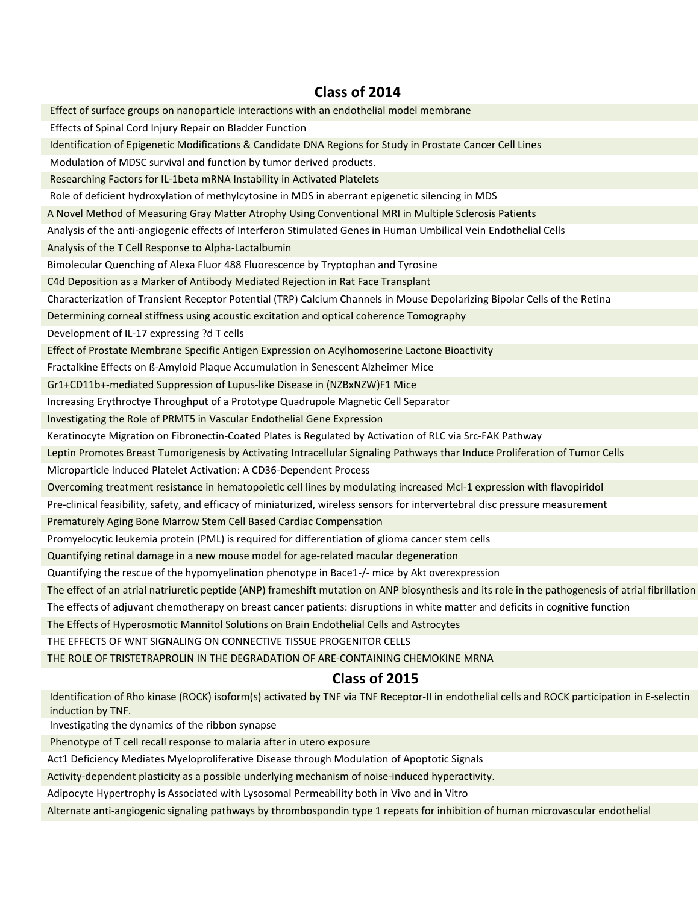## Class of 2014

Effect of surface groups on nanoparticle interactions with an endothelial model membrane

Effects of Spinal Cord Injury Repair on Bladder Function

Identification of Epigenetic Modifications & Candidate DNA Regions for Study in Prostate Cancer Cell Lines

Modulation of MDSC survival and function by tumor derived products.

Researching Factors for IL-1beta mRNA Instability in Activated Platelets

Role of deficient hydroxylation of methylcytosine in MDS in aberrant epigenetic silencing in MDS

A Novel Method of Measuring Gray Matter Atrophy Using Conventional MRI in Multiple Sclerosis Patients

Analysis of the anti-angiogenic effects of Interferon Stimulated Genes in Human Umbilical Vein Endothelial Cells

Analysis of the T Cell Response to Alpha-Lactalbumin

Bimolecular Quenching of Alexa Fluor 488 Fluorescence by Tryptophan and Tyrosine

C4d Deposition as a Marker of Antibody Mediated Rejection in Rat Face Transplant

Characterization of Transient Receptor Potential (TRP) Calcium Channels in Mouse Depolarizing Bipolar Cells of the Retina

Determining corneal stiffness using acoustic excitation and optical coherence Tomography

Development of IL-17 expressing ?d T cells

Effect of Prostate Membrane Specific Antigen Expression on Acylhomoserine Lactone Bioactivity

Fractalkine Effects on ß-Amyloid Plaque Accumulation in Senescent Alzheimer Mice

Gr1+CD11b+-mediated Suppression of Lupus-like Disease in (NZBxNZW)F1 Mice

Increasing Erythroctye Throughput of a Prototype Quadrupole Magnetic Cell Separator

Investigating the Role of PRMT5 in Vascular Endothelial Gene Expression

Keratinocyte Migration on Fibronectin-Coated Plates is Regulated by Activation of RLC via Src-FAK Pathway

Leptin Promotes Breast Tumorigenesis by Activating Intracellular Signaling Pathways thar Induce Proliferation of Tumor Cells

Microparticle Induced Platelet Activation: A CD36-Dependent Process

Overcoming treatment resistance in hematopoietic cell lines by modulating increased Mcl-1 expression with flavopiridol

Pre-clinical feasibility, safety, and efficacy of miniaturized, wireless sensors for intervertebral disc pressure measurement

Prematurely Aging Bone Marrow Stem Cell Based Cardiac Compensation

Promyelocytic leukemia protein (PML) is required for differentiation of glioma cancer stem cells

Quantifying retinal damage in a new mouse model for age-related macular degeneration

Quantifying the rescue of the hypomyelination phenotype in Bace1-/- mice by Akt overexpression

The effect of an atrial natriuretic peptide (ANP) frameshift mutation on ANP biosynthesis and its role in the pathogenesis of atrial fibrillation

The effects of adjuvant chemotherapy on breast cancer patients: disruptions in white matter and deficits in cognitive function

The Effects of Hyperosmotic Mannitol Solutions on Brain Endothelial Cells and Astrocytes

THE EFFECTS OF WNT SIGNALING ON CONNECTIVE TISSUE PROGENITOR CELLS

THE ROLE OF TRISTETRAPROLIN IN THE DEGRADATION OF ARE-CONTAINING CHEMOKINE MRNA

## Class of 2015

Identification of Rho kinase (ROCK) isoform(s) activated by TNF via TNF Receptor-II in endothelial cells and ROCK participation in E-selectin induction by TNF.

Investigating the dynamics of the ribbon synapse

Phenotype of T cell recall response to malaria after in utero exposure

Act1 Deficiency Mediates Myeloproliferative Disease through Modulation of Apoptotic Signals

Activity-dependent plasticity as a possible underlying mechanism of noise-induced hyperactivity.

Adipocyte Hypertrophy is Associated with Lysosomal Permeability both in Vivo and in Vitro

Alternate anti-angiogenic signaling pathways by thrombospondin type 1 repeats for inhibition of human microvascular endothelial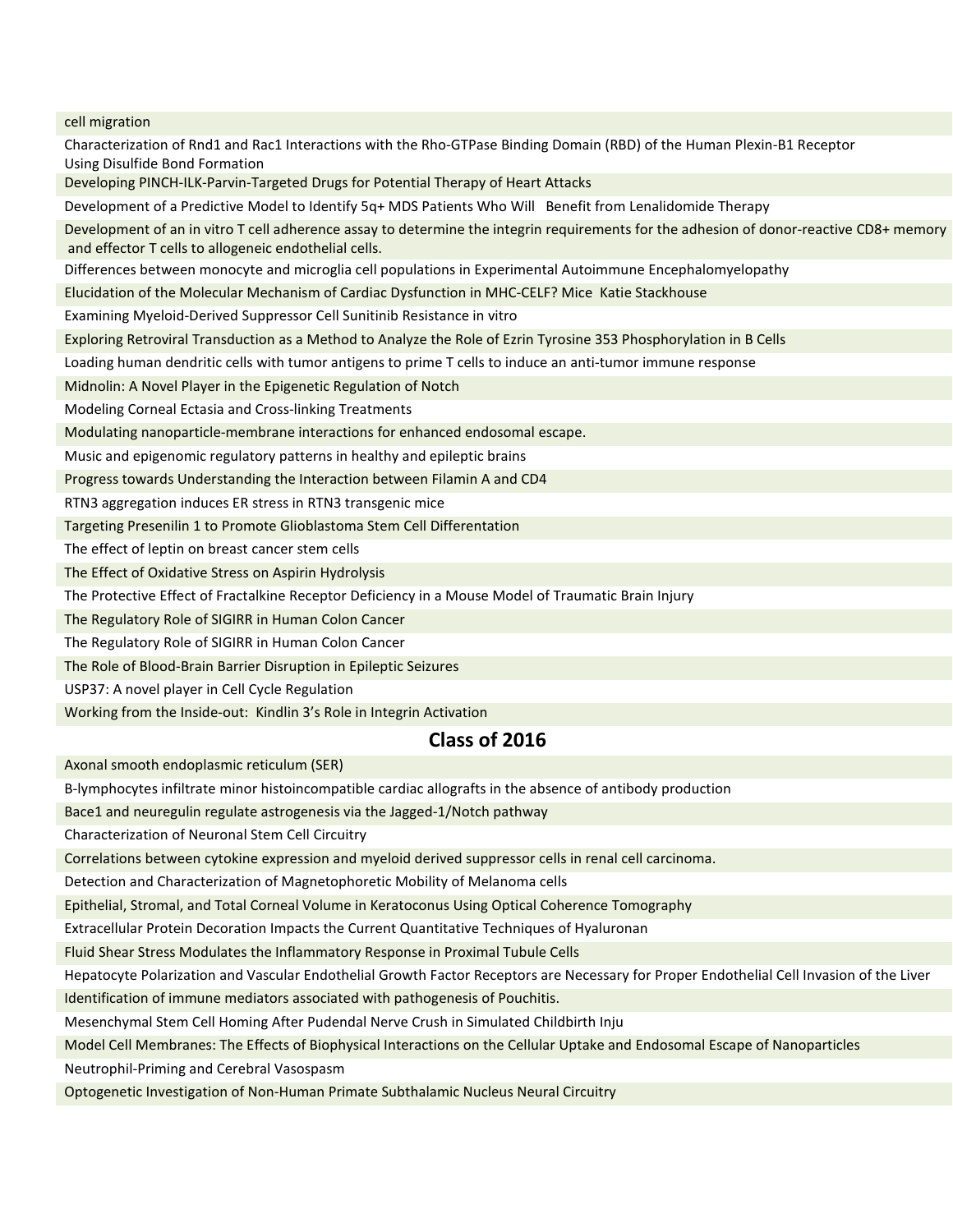cell migration

Characterization of Rnd1 and Rac1 Interactions with the Rho-GTPase Binding Domain (RBD) of the Human Plexin-B1 Receptor Using Disulfide Bond Formation

Developing PINCH-ILK-Parvin-Targeted Drugs for Potential Therapy of Heart Attacks

Development of a Predictive Model to Identify 5q+ MDS Patients Who Will Benefit from Lenalidomide Therapy

Development of an in vitro T cell adherence assay to determine the integrin requirements for the adhesion of donor-reactive CD8+ memory and effector T cells to allogeneic endothelial cells.

Differences between monocyte and microglia cell populations in Experimental Autoimmune Encephalomyelopathy

Elucidation of the Molecular Mechanism of Cardiac Dysfunction in MHC-CELF? Mice Katie Stackhouse

Examining Myeloid-Derived Suppressor Cell Sunitinib Resistance in vitro

Exploring Retroviral Transduction as a Method to Analyze the Role of Ezrin Tyrosine 353 Phosphorylation in B Cells

Loading human dendritic cells with tumor antigens to prime T cells to induce an anti-tumor immune response

Midnolin: A Novel Player in the Epigenetic Regulation of Notch

Modeling Corneal Ectasia and Cross-linking Treatments

Modulating nanoparticle-membrane interactions for enhanced endosomal escape.

Music and epigenomic regulatory patterns in healthy and epileptic brains

Progress towards Understanding the Interaction between Filamin A and CD4

RTN3 aggregation induces ER stress in RTN3 transgenic mice

Targeting Presenilin 1 to Promote Glioblastoma Stem Cell Differentation

The effect of leptin on breast cancer stem cells

The Effect of Oxidative Stress on Aspirin Hydrolysis

The Protective Effect of Fractalkine Receptor Deficiency in a Mouse Model of Traumatic Brain Injury

The Regulatory Role of SIGIRR in Human Colon Cancer

The Regulatory Role of SIGIRR in Human Colon Cancer

The Role of Blood-Brain Barrier Disruption in Epileptic Seizures

USP37: A novel player in Cell Cycle Regulation

Working from the Inside-out: Kindlin 3's Role in Integrin Activation

## Class of 2016

Axonal smooth endoplasmic reticulum (SER)

B-lymphocytes infiltrate minor histoincompatible cardiac allografts in the absence of antibody production

Bace1 and neuregulin regulate astrogenesis via the Jagged-1/Notch pathway

Characterization of Neuronal Stem Cell Circuitry

Correlations between cytokine expression and myeloid derived suppressor cells in renal cell carcinoma.

Detection and Characterization of Magnetophoretic Mobility of Melanoma cells

Epithelial, Stromal, and Total Corneal Volume in Keratoconus Using Optical Coherence Tomography

Extracellular Protein Decoration Impacts the Current Quantitative Techniques of Hyaluronan

Fluid Shear Stress Modulates the Inflammatory Response in Proximal Tubule Cells

Hepatocyte Polarization and Vascular Endothelial Growth Factor Receptors are Necessary for Proper Endothelial Cell Invasion of the Liver

Identification of immune mediators associated with pathogenesis of Pouchitis.

Mesenchymal Stem Cell Homing After Pudendal Nerve Crush in Simulated Childbirth Inju

Model Cell Membranes: The Effects of Biophysical Interactions on the Cellular Uptake and Endosomal Escape of Nanoparticles

Neutrophil-Priming and Cerebral Vasospasm

Optogenetic Investigation of Non-Human Primate Subthalamic Nucleus Neural Circuitry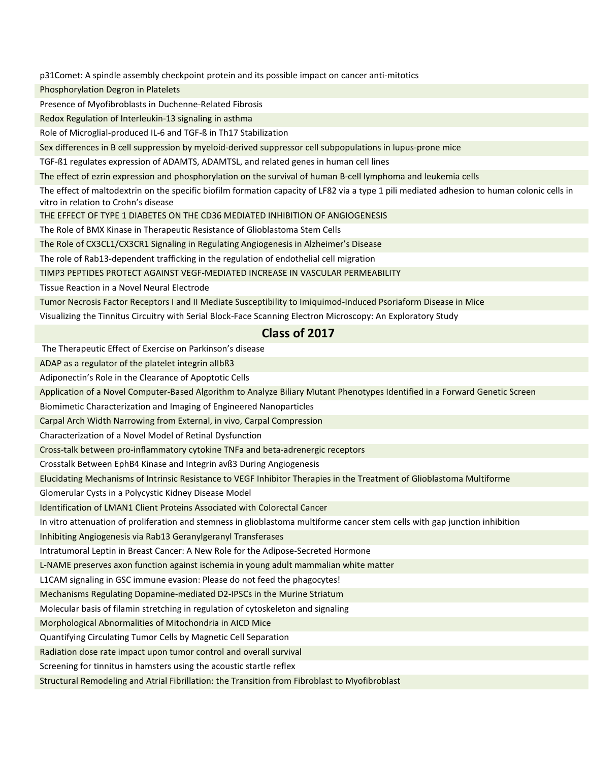p31Comet: A spindle assembly checkpoint protein and its possible impact on cancer anti-mitotics

Phosphorylation Degron in Platelets

Presence of Myofibroblasts in Duchenne-Related Fibrosis

Redox Regulation of Interleukin-13 signaling in asthma

Role of Microglial-produced IL-6 and TGF-ß in Th17 Stabilization

Sex differences in B cell suppression by myeloid-derived suppressor cell subpopulations in lupus-prone mice

TGF-ß1 regulates expression of ADAMTS, ADAMTSL, and related genes in human cell lines

The effect of ezrin expression and phosphorylation on the survival of human B-cell lymphoma and leukemia cells

The effect of maltodextrin on the specific biofilm formation capacity of LF82 via a type 1 pili mediated adhesion to human colonic cells in vitro in relation to Crohn's disease

THE EFFECT OF TYPE 1 DIABETES ON THE CD36 MEDIATED INHIBITION OF ANGIOGENESIS

The Role of BMX Kinase in Therapeutic Resistance of Glioblastoma Stem Cells

The Role of CX3CL1/CX3CR1 Signaling in Regulating Angiogenesis in Alzheimer's Disease

The role of Rab13-dependent trafficking in the regulation of endothelial cell migration

TIMP3 PEPTIDES PROTECT AGAINST VEGF-MEDIATED INCREASE IN VASCULAR PERMEABILITY

Tissue Reaction in a Novel Neural Electrode

Tumor Necrosis Factor Receptors I and II Mediate Susceptibility to Imiquimod-Induced Psoriaform Disease in Mice

Visualizing the Tinnitus Circuitry with Serial Block-Face Scanning Electron Microscopy: An Exploratory Study

## Class of 2017

The Therapeutic Effect of Exercise on Parkinson's disease

ADAP as a regulator of the platelet integrin aIIbß3

Adiponectin's Role in the Clearance of Apoptotic Cells

Application of a Novel Computer-Based Algorithm to Analyze Biliary Mutant Phenotypes Identified in a Forward Genetic Screen

Biomimetic Characterization and Imaging of Engineered Nanoparticles

Carpal Arch Width Narrowing from External, in vivo, Carpal Compression

Characterization of a Novel Model of Retinal Dysfunction

Cross-talk between pro-inflammatory cytokine TNFa and beta-adrenergic receptors

Crosstalk Between EphB4 Kinase and Integrin avß3 During Angiogenesis

Elucidating Mechanisms of Intrinsic Resistance to VEGF Inhibitor Therapies in the Treatment of Glioblastoma Multiforme

Glomerular Cysts in a Polycystic Kidney Disease Model

Identification of LMAN1 Client Proteins Associated with Colorectal Cancer

In vitro attenuation of proliferation and stemness in glioblastoma multiforme cancer stem cells with gap junction inhibition

Inhibiting Angiogenesis via Rab13 Geranylgeranyl Transferases

Intratumoral Leptin in Breast Cancer: A New Role for the Adipose-Secreted Hormone

L-NAME preserves axon function against ischemia in young adult mammalian white matter

L1CAM signaling in GSC immune evasion: Please do not feed the phagocytes!

Mechanisms Regulating Dopamine-mediated D2-IPSCs in the Murine Striatum

Molecular basis of filamin stretching in regulation of cytoskeleton and signaling

Morphological Abnormalities of Mitochondria in AICD Mice

Quantifying Circulating Tumor Cells by Magnetic Cell Separation

Radiation dose rate impact upon tumor control and overall survival

Screening for tinnitus in hamsters using the acoustic startle reflex

Structural Remodeling and Atrial Fibrillation: the Transition from Fibroblast to Myofibroblast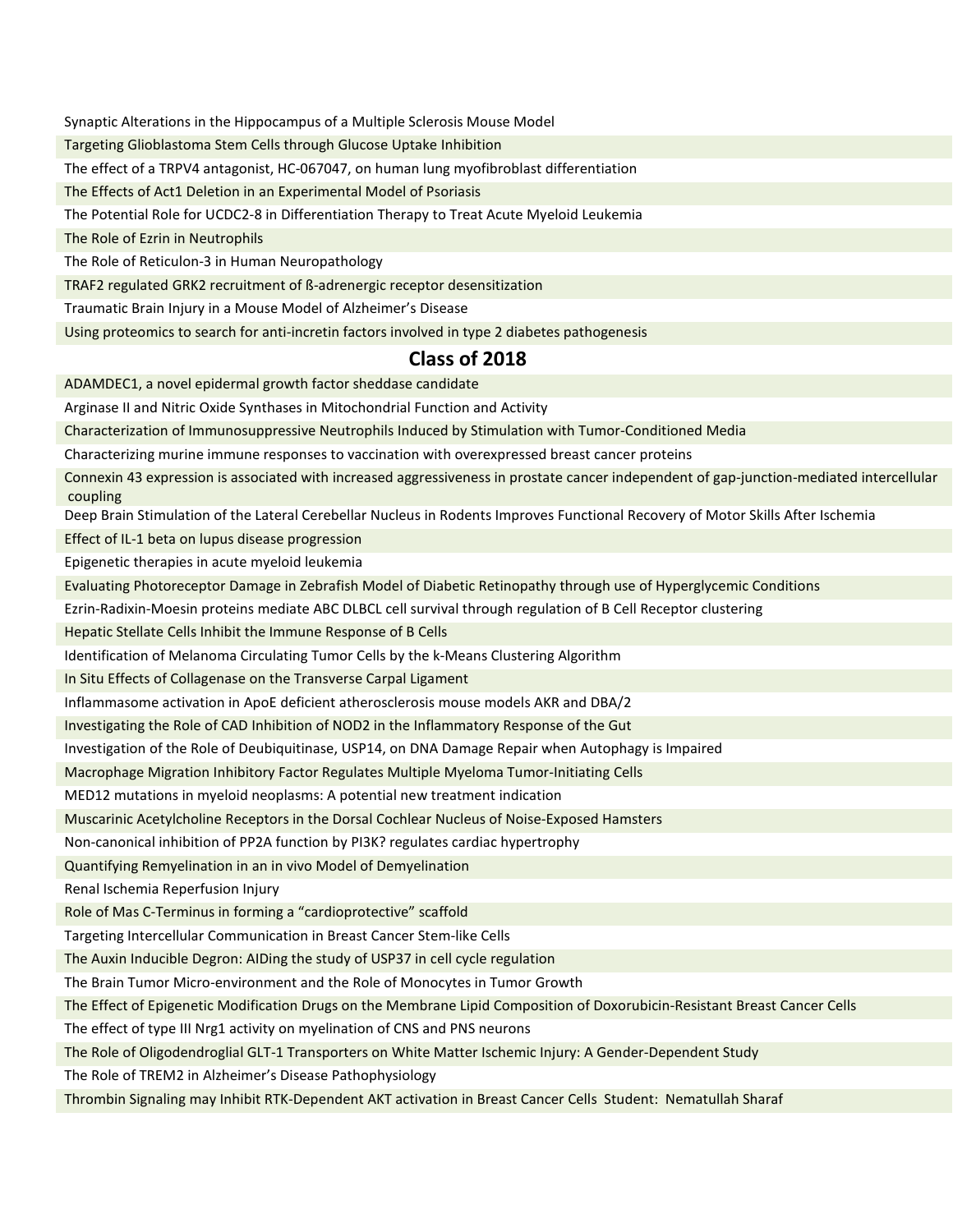Synaptic Alterations in the Hippocampus of a Multiple Sclerosis Mouse Model

Targeting Glioblastoma Stem Cells through Glucose Uptake Inhibition

The effect of a TRPV4 antagonist, HC-067047, on human lung myofibroblast differentiation

The Effects of Act1 Deletion in an Experimental Model of Psoriasis

The Potential Role for UCDC2-8 in Differentiation Therapy to Treat Acute Myeloid Leukemia

The Role of Ezrin in Neutrophils

The Role of Reticulon-3 in Human Neuropathology

TRAF2 regulated GRK2 recruitment of ß-adrenergic receptor desensitization

Traumatic Brain Injury in a Mouse Model of Alzheimer's Disease

Using proteomics to search for anti-incretin factors involved in type 2 diabetes pathogenesis

## Class of 2018

ADAMDEC1, a novel epidermal growth factor sheddase candidate

Arginase II and Nitric Oxide Synthases in Mitochondrial Function and Activity

Characterization of Immunosuppressive Neutrophils Induced by Stimulation with Tumor-Conditioned Media

Characterizing murine immune responses to vaccination with overexpressed breast cancer proteins

Connexin 43 expression is associated with increased aggressiveness in prostate cancer independent of gap-junction-mediated intercellular coupling

Deep Brain Stimulation of the Lateral Cerebellar Nucleus in Rodents Improves Functional Recovery of Motor Skills After Ischemia

Effect of IL-1 beta on lupus disease progression

Epigenetic therapies in acute myeloid leukemia

Evaluating Photoreceptor Damage in Zebrafish Model of Diabetic Retinopathy through use of Hyperglycemic Conditions

Ezrin-Radixin-Moesin proteins mediate ABC DLBCL cell survival through regulation of B Cell Receptor clustering

Hepatic Stellate Cells Inhibit the Immune Response of B Cells

Identification of Melanoma Circulating Tumor Cells by the k-Means Clustering Algorithm

In Situ Effects of Collagenase on the Transverse Carpal Ligament

Inflammasome activation in ApoE deficient atherosclerosis mouse models AKR and DBA/2

Investigating the Role of CAD Inhibition of NOD2 in the Inflammatory Response of the Gut

Investigation of the Role of Deubiquitinase, USP14, on DNA Damage Repair when Autophagy is Impaired

Macrophage Migration Inhibitory Factor Regulates Multiple Myeloma Tumor-Initiating Cells

MED12 mutations in myeloid neoplasms: A potential new treatment indication

Muscarinic Acetylcholine Receptors in the Dorsal Cochlear Nucleus of Noise-Exposed Hamsters

Non-canonical inhibition of PP2A function by PI3K? regulates cardiac hypertrophy

Quantifying Remyelination in an in vivo Model of Demyelination

Renal Ischemia Reperfusion Injury

Role of Mas C-Terminus in forming a "cardioprotective" scaffold

Targeting Intercellular Communication in Breast Cancer Stem-like Cells

The Auxin Inducible Degron: AIDing the study of USP37 in cell cycle regulation

The Brain Tumor Micro-environment and the Role of Monocytes in Tumor Growth

The Effect of Epigenetic Modification Drugs on the Membrane Lipid Composition of Doxorubicin-Resistant Breast Cancer Cells

The effect of type III Nrg1 activity on myelination of CNS and PNS neurons

The Role of Oligodendroglial GLT-1 Transporters on White Matter Ischemic Injury: A Gender-Dependent Study

The Role of TREM2 in Alzheimer's Disease Pathophysiology

Thrombin Signaling may Inhibit RTK-Dependent AKT activation in Breast Cancer Cells Student: Nematullah Sharaf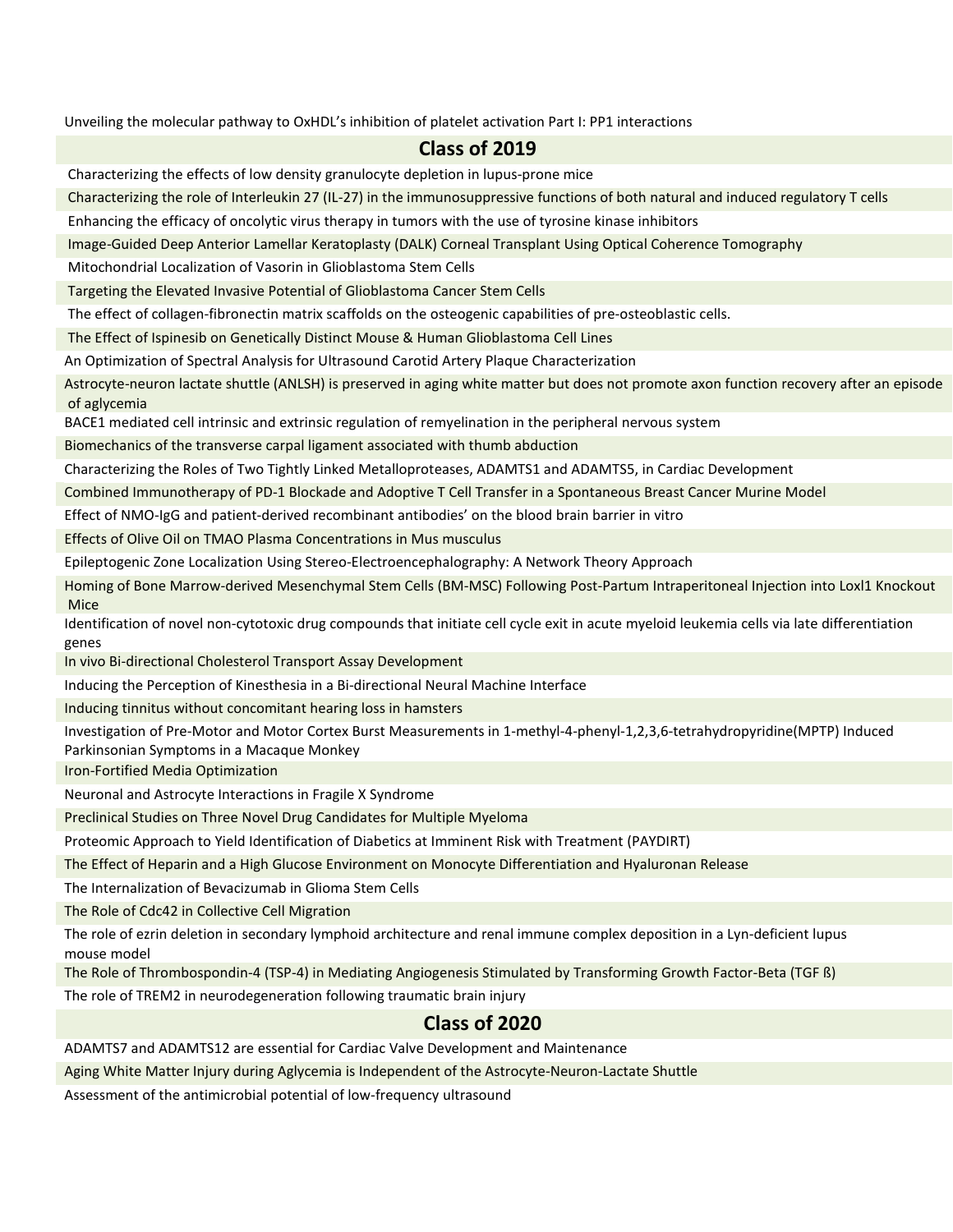Unveiling the molecular pathway to OxHDL's inhibition of platelet activation Part I: PP1 interactions

## Class of 2019

Characterizing the effects of low density granulocyte depletion in lupus-prone mice

Characterizing the role of Interleukin 27 (IL-27) in the immunosuppressive functions of both natural and induced regulatory T cells

Enhancing the efficacy of oncolytic virus therapy in tumors with the use of tyrosine kinase inhibitors

Image-Guided Deep Anterior Lamellar Keratoplasty (DALK) Corneal Transplant Using Optical Coherence Tomography

Mitochondrial Localization of Vasorin in Glioblastoma Stem Cells

Targeting the Elevated Invasive Potential of Glioblastoma Cancer Stem Cells

The effect of collagen-fibronectin matrix scaffolds on the osteogenic capabilities of pre-osteoblastic cells.

The Effect of Ispinesib on Genetically Distinct Mouse & Human Glioblastoma Cell Lines

An Optimization of Spectral Analysis for Ultrasound Carotid Artery Plaque Characterization

Astrocyte-neuron lactate shuttle (ANLSH) is preserved in aging white matter but does not promote axon function recovery after an episode of aglycemia

BACE1 mediated cell intrinsic and extrinsic regulation of remyelination in the peripheral nervous system

Biomechanics of the transverse carpal ligament associated with thumb abduction

Characterizing the Roles of Two Tightly Linked Metalloproteases, ADAMTS1 and ADAMTS5, in Cardiac Development

Combined Immunotherapy of PD-1 Blockade and Adoptive T Cell Transfer in a Spontaneous Breast Cancer Murine Model

Effect of NMO-IgG and patient-derived recombinant antibodies' on the blood brain barrier in vitro

Effects of Olive Oil on TMAO Plasma Concentrations in Mus musculus

Epileptogenic Zone Localization Using Stereo-Electroencephalography: A Network Theory Approach

Homing of Bone Marrow-derived Mesenchymal Stem Cells (BM-MSC) Following Post-Partum Intraperitoneal Injection into Loxl1 Knockout Mice

Identification of novel non-cytotoxic drug compounds that initiate cell cycle exit in acute myeloid leukemia cells via late differentiation genes

In vivo Bi-directional Cholesterol Transport Assay Development

Inducing the Perception of Kinesthesia in a Bi-directional Neural Machine Interface

Inducing tinnitus without concomitant hearing loss in hamsters

Investigation of Pre-Motor and Motor Cortex Burst Measurements in 1-methyl-4-phenyl-1,2,3,6-tetrahydropyridine(MPTP) Induced Parkinsonian Symptoms in a Macaque Monkey

Iron-Fortified Media Optimization

Neuronal and Astrocyte Interactions in Fragile X Syndrome

Preclinical Studies on Three Novel Drug Candidates for Multiple Myeloma

Proteomic Approach to Yield Identification of Diabetics at Imminent Risk with Treatment (PAYDIRT)

The Effect of Heparin and a High Glucose Environment on Monocyte Differentiation and Hyaluronan Release

The Internalization of Bevacizumab in Glioma Stem Cells

The Role of Cdc42 in Collective Cell Migration

The role of ezrin deletion in secondary lymphoid architecture and renal immune complex deposition in a Lyn-deficient lupus mouse model

The Role of Thrombospondin-4 (TSP-4) in Mediating Angiogenesis Stimulated by Transforming Growth Factor-Beta (TGF ß)

The role of TREM2 in neurodegeneration following traumatic brain injury

## Class of 2020

ADAMTS7 and ADAMTS12 are essential for Cardiac Valve Development and Maintenance

Aging White Matter Injury during Aglycemia is Independent of the Astrocyte-Neuron-Lactate Shuttle

Assessment of the antimicrobial potential of low-frequency ultrasound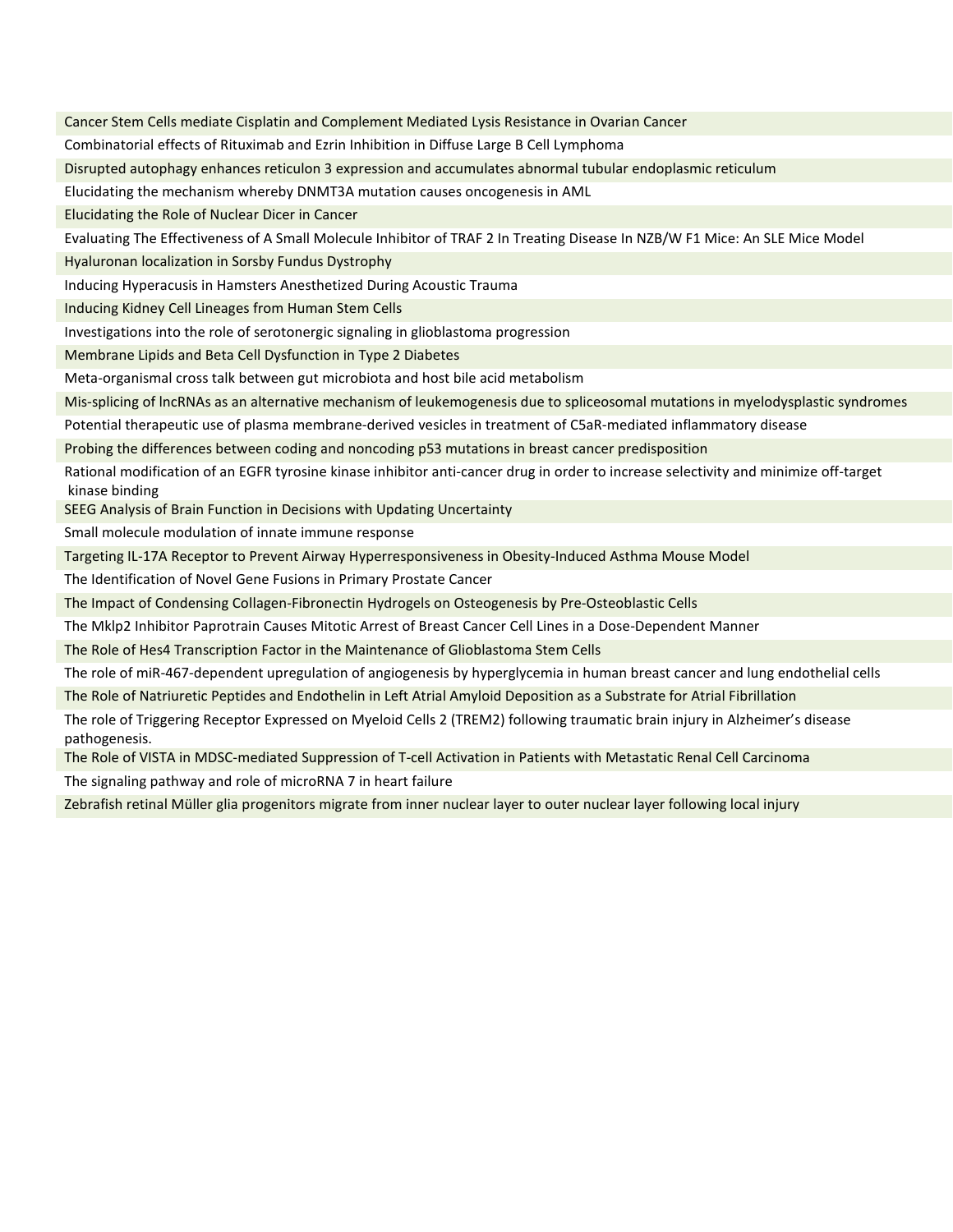Cancer Stem Cells mediate Cisplatin and Complement Mediated Lysis Resistance in Ovarian Cancer

Combinatorial effects of Rituximab and Ezrin Inhibition in Diffuse Large B Cell Lymphoma

Disrupted autophagy enhances reticulon 3 expression and accumulates abnormal tubular endoplasmic reticulum

Elucidating the mechanism whereby DNMT3A mutation causes oncogenesis in AML

Elucidating the Role of Nuclear Dicer in Cancer

Evaluating The Effectiveness of A Small Molecule Inhibitor of TRAF 2 In Treating Disease In NZB/W F1 Mice: An SLE Mice Model

Hyaluronan localization in Sorsby Fundus Dystrophy

Inducing Hyperacusis in Hamsters Anesthetized During Acoustic Trauma

Inducing Kidney Cell Lineages from Human Stem Cells

Investigations into the role of serotonergic signaling in glioblastoma progression

Membrane Lipids and Beta Cell Dysfunction in Type 2 Diabetes

Meta-organismal cross talk between gut microbiota and host bile acid metabolism

Mis-splicing of lncRNAs as an alternative mechanism of leukemogenesis due to spliceosomal mutations in myelodysplastic syndromes

Potential therapeutic use of plasma membrane-derived vesicles in treatment of C5aR-mediated inflammatory disease

Probing the differences between coding and noncoding p53 mutations in breast cancer predisposition

Rational modification of an EGFR tyrosine kinase inhibitor anti-cancer drug in order to increase selectivity and minimize off-target kinase binding

SEEG Analysis of Brain Function in Decisions with Updating Uncertainty

Small molecule modulation of innate immune response

Targeting IL-17A Receptor to Prevent Airway Hyperresponsiveness in Obesity-Induced Asthma Mouse Model

The Identification of Novel Gene Fusions in Primary Prostate Cancer

The Impact of Condensing Collagen-Fibronectin Hydrogels on Osteogenesis by Pre-Osteoblastic Cells

The Mklp2 Inhibitor Paprotrain Causes Mitotic Arrest of Breast Cancer Cell Lines in a Dose-Dependent Manner

The Role of Hes4 Transcription Factor in the Maintenance of Glioblastoma Stem Cells

The role of miR-467-dependent upregulation of angiogenesis by hyperglycemia in human breast cancer and lung endothelial cells

The Role of Natriuretic Peptides and Endothelin in Left Atrial Amyloid Deposition as a Substrate for Atrial Fibrillation

The role of Triggering Receptor Expressed on Myeloid Cells 2 (TREM2) following traumatic brain injury in Alzheimer's disease pathogenesis.

The Role of VISTA in MDSC-mediated Suppression of T-cell Activation in Patients with Metastatic Renal Cell Carcinoma

The signaling pathway and role of microRNA 7 in heart failure

Zebrafish retinal Müller glia progenitors migrate from inner nuclear layer to outer nuclear layer following local injury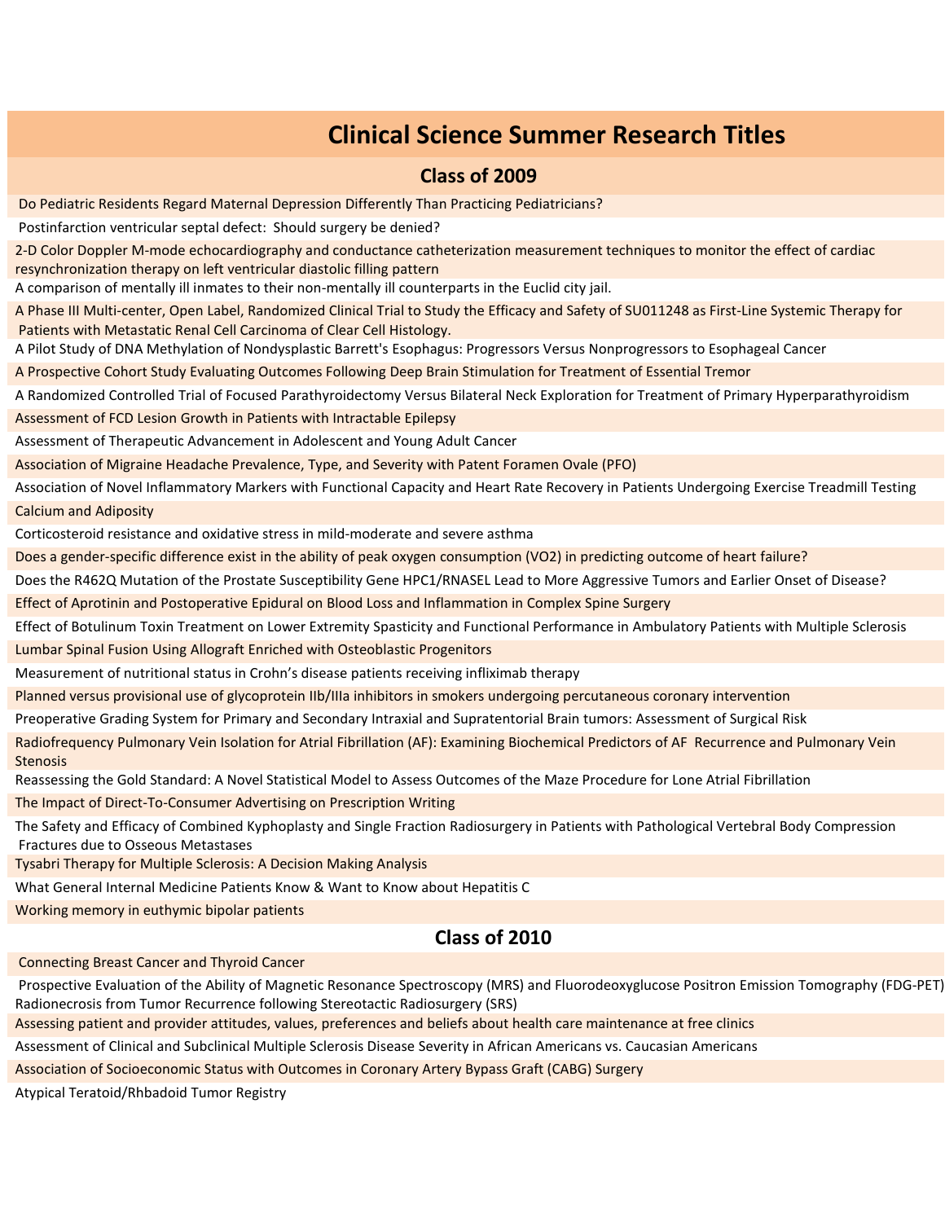# Clinical Science Summer Research Titles

## Class of 2009

Do Pediatric Residents Regard Maternal Depression Differently Than Practicing Pediatricians?

Postinfarction ventricular septal defect: Should surgery be denied?

2-D Color Doppler M-mode echocardiography and conductance catheterization measurement techniques to monitor the effect of cardiac resynchronization therapy on left ventricular diastolic filling pattern

A comparison of mentally ill inmates to their non-mentally ill counterparts in the Euclid city jail.

A Phase III Multi-center, Open Label, Randomized Clinical Trial to Study the Efficacy and Safety of SU011248 as First-Line Systemic Therapy for Patients with Metastatic Renal Cell Carcinoma of Clear Cell Histology.

A Pilot Study of DNA Methylation of Nondysplastic Barrett's Esophagus: Progressors Versus Nonprogressors to Esophageal Cancer

A Prospective Cohort Study Evaluating Outcomes Following Deep Brain Stimulation for Treatment of Essential Tremor

A Randomized Controlled Trial of Focused Parathyroidectomy Versus Bilateral Neck Exploration for Treatment of Primary Hyperparathyroidism

Assessment of FCD Lesion Growth in Patients with Intractable Epilepsy

Assessment of Therapeutic Advancement in Adolescent and Young Adult Cancer

Association of Migraine Headache Prevalence, Type, and Severity with Patent Foramen Ovale (PFO)

Association of Novel Inflammatory Markers with Functional Capacity and Heart Rate Recovery in Patients Undergoing Exercise Treadmill Testing

Calcium and Adiposity

Corticosteroid resistance and oxidative stress in mild-moderate and severe asthma

Does a gender-specific difference exist in the ability of peak oxygen consumption (VO2) in predicting outcome of heart failure?

Does the R462Q Mutation of the Prostate Susceptibility Gene HPC1/RNASEL Lead to More Aggressive Tumors and Earlier Onset of Disease?

Effect of Aprotinin and Postoperative Epidural on Blood Loss and Inflammation in Complex Spine Surgery

Effect of Botulinum Toxin Treatment on Lower Extremity Spasticity and Functional Performance in Ambulatory Patients with Multiple Sclerosis

Lumbar Spinal Fusion Using Allograft Enriched with Osteoblastic Progenitors

Measurement of nutritional status in Crohn's disease patients receiving infliximab therapy

Planned versus provisional use of glycoprotein IIb/IIIa inhibitors in smokers undergoing percutaneous coronary intervention

Preoperative Grading System for Primary and Secondary Intraxial and Supratentorial Brain tumors: Assessment of Surgical Risk

Radiofrequency Pulmonary Vein Isolation for Atrial Fibrillation (AF): Examining Biochemical Predictors of AF Recurrence and Pulmonary Vein Stenosis

Reassessing the Gold Standard: A Novel Statistical Model to Assess Outcomes of the Maze Procedure for Lone Atrial Fibrillation

The Impact of Direct-To-Consumer Advertising on Prescription Writing

The Safety and Efficacy of Combined Kyphoplasty and Single Fraction Radiosurgery in Patients with Pathological Vertebral Body Compression Fractures due to Osseous Metastases

Tysabri Therapy for Multiple Sclerosis: A Decision Making Analysis

What General Internal Medicine Patients Know & Want to Know about Hepatitis C

Working memory in euthymic bipolar patients

## Class of 2010

Connecting Breast Cancer and Thyroid Cancer

Prospective Evaluation of the Ability of Magnetic Resonance Spectroscopy (MRS) and Fluorodeoxyglucose Positron Emission Tomography (FDG-PET) Radionecrosis from Tumor Recurrence following Stereotactic Radiosurgery (SRS)

Assessing patient and provider attitudes, values, preferences and beliefs about health care maintenance at free clinics

Assessment of Clinical and Subclinical Multiple Sclerosis Disease Severity in African Americans vs. Caucasian Americans

Association of Socioeconomic Status with Outcomes in Coronary Artery Bypass Graft (CABG) Surgery

Atypical Teratoid/Rhbadoid Tumor Registry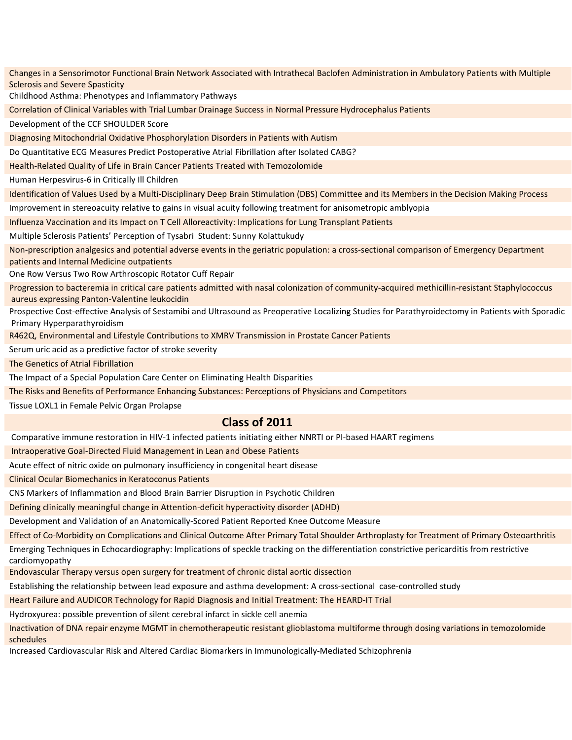Changes in a Sensorimotor Functional Brain Network Associated with Intrathecal Baclofen Administration in Ambulatory Patients with Multiple Sclerosis and Severe Spasticity

Childhood Asthma: Phenotypes and Inflammatory Pathways

Correlation of Clinical Variables with Trial Lumbar Drainage Success in Normal Pressure Hydrocephalus Patients

Development of the CCF SHOULDER Score

Diagnosing Mitochondrial Oxidative Phosphorylation Disorders in Patients with Autism

Do Quantitative ECG Measures Predict Postoperative Atrial Fibrillation after Isolated CABG?

Health-Related Quality of Life in Brain Cancer Patients Treated with Temozolomide

Human Herpesvirus-6 in Critically Ill Children

Identification of Values Used by a Multi-Disciplinary Deep Brain Stimulation (DBS) Committee and its Members in the Decision Making Process

Improvement in stereoacuity relative to gains in visual acuity following treatment for anisometropic amblyopia

Influenza Vaccination and its Impact on T Cell Alloreactivity: Implications for Lung Transplant Patients

Multiple Sclerosis Patients' Perception of Tysabri  Student: Sunny Kolattukudy

Non-prescription analgesics and potential adverse events in the geriatric population: a cross-sectional comparison of Emergency Department patients and Internal Medicine outpatients

One Row Versus Two Row Arthroscopic Rotator Cuff Repair

Progression to bacteremia in critical care patients admitted with nasal colonization of community-acquired methicillin-resistant Staphylococcus aureus expressing Panton-Valentine leukocidin

Prospective Cost-effective Analysis of Sestamibi and Ultrasound as Preoperative Localizing Studies for Parathyroidectomy in Patients with Sporadic Primary Hyperparathyroidism

R462Q, Environmental and Lifestyle Contributions to XMRV Transmission in Prostate Cancer Patients

Serum uric acid as a predictive factor of stroke severity

The Genetics of Atrial Fibrillation

The Impact of a Special Population Care Center on Eliminating Health Disparities

The Risks and Benefits of Performance Enhancing Substances: Perceptions of Physicians and Competitors

Tissue LOXL1 in Female Pelvic Organ Prolapse

## Class of 2011

Comparative immune restoration in HIV-1 infected patients initiating either NNRTI or PI-based HAART regimens

Intraoperative Goal-Directed Fluid Management in Lean and Obese Patients

Acute effect of nitric oxide on pulmonary insufficiency in congenital heart disease

Clinical Ocular Biomechanics in Keratoconus Patients

CNS Markers of Inflammation and Blood Brain Barrier Disruption in Psychotic Children

Defining clinically meaningful change in Attention-deficit hyperactivity disorder (ADHD)

Development and Validation of an Anatomically-Scored Patient Reported Knee Outcome Measure

Effect of Co-Morbidity on Complications and Clinical Outcome After Primary Total Shoulder Arthroplasty for Treatment of Primary Osteoarthritis

Emerging Techniques in Echocardiography: Implications of speckle tracking on the differentiation constrictive pericarditis from restrictive cardiomyopathy

Endovascular Therapy versus open surgery for treatment of chronic distal aortic dissection

Establishing the relationship between lead exposure and asthma development: A cross-sectional  case-controlled study

Heart Failure and AUDICOR Technology for Rapid Diagnosis and Initial Treatment: The HEARD-IT Trial

Hydroxyurea: possible prevention of silent cerebral infarct in sickle cell anemia

Inactivation of DNA repair enzyme MGMT in chemotherapeutic resistant glioblastoma multiforme through dosing variations in temozolomide schedules

Increased Cardiovascular Risk and Altered Cardiac Biomarkers in Immunologically-Mediated Schizophrenia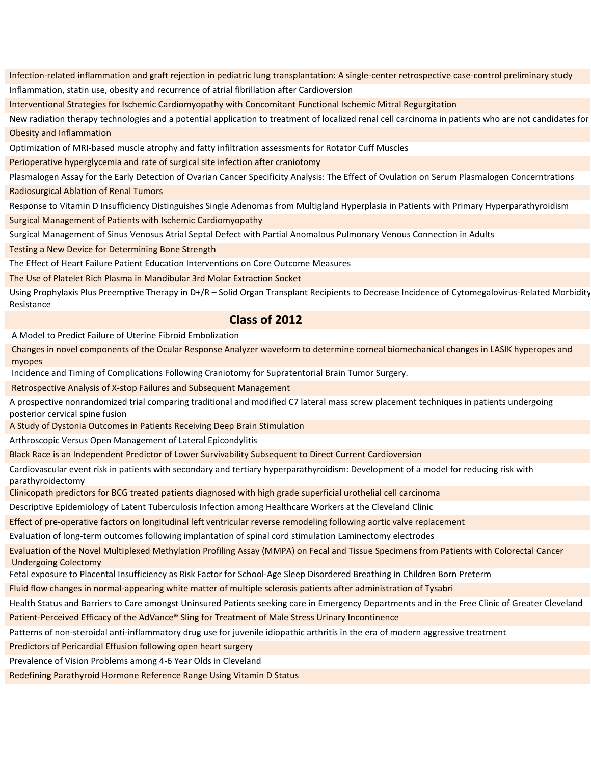Infection-related inflammation and graft rejection in pediatric lung transplantation: A single-center retrospective case-control preliminary study

Inflammation, statin use, obesity and recurrence of atrial fibrillation after Cardioversion

Interventional Strategies for Ischemic Cardiomyopathy with Concomitant Functional Ischemic Mitral Regurgitation

New radiation therapy technologies and a potential application to treatment of localized renal cell carcinoma in patients who are not candidates for

Obesity and Inflammation

Optimization of MRI-based muscle atrophy and fatty infiltration assessments for Rotator Cuff Muscles

Perioperative hyperglycemia and rate of surgical site infection after craniotomy

Plasmalogen Assay for the Early Detection of Ovarian Cancer Specificity Analysis: The Effect of Ovulation on Serum Plasmalogen Concerntrations

Radiosurgical Ablation of Renal Tumors

Response to Vitamin D Insufficiency Distinguishes Single Adenomas from Multigland Hyperplasia in Patients with Primary Hyperparathyroidism

Surgical Management of Patients with Ischemic Cardiomyopathy

Surgical Management of Sinus Venosus Atrial Septal Defect with Partial Anomalous Pulmonary Venous Connection in Adults

Testing a New Device for Determining Bone Strength

The Effect of Heart Failure Patient Education Interventions on Core Outcome Measures

The Use of Platelet Rich Plasma in Mandibular 3rd Molar Extraction Socket

Using Prophylaxis Plus Preemptive Therapy in D+/R – Solid Organ Transplant Recipients to Decrease Incidence of Cytomegalovirus-Related Morbidity Resistance

## Class of 2012

A Model to Predict Failure of Uterine Fibroid Embolization

Changes in novel components of the Ocular Response Analyzer waveform to determine corneal biomechanical changes in LASIK hyperopes and myopes

Incidence and Timing of Complications Following Craniotomy for Supratentorial Brain Tumor Surgery.

Retrospective Analysis of X-stop Failures and Subsequent Management

A prospective nonrandomized trial comparing traditional and modified C7 lateral mass screw placement techniques in patients undergoing posterior cervical spine fusion

A Study of Dystonia Outcomes in Patients Receiving Deep Brain Stimulation

Arthroscopic Versus Open Management of Lateral Epicondylitis

Black Race is an Independent Predictor of Lower Survivability Subsequent to Direct Current Cardioversion

Cardiovascular event risk in patients with secondary and tertiary hyperparathyroidism: Development of a model for reducing risk with parathyroidectomy

Clinicopath predictors for BCG treated patients diagnosed with high grade superficial urothelial cell carcinoma

Descriptive Epidemiology of Latent Tuberculosis Infection among Healthcare Workers at the Cleveland Clinic

Effect of pre-operative factors on longitudinal left ventricular reverse remodeling following aortic valve replacement

Evaluation of long-term outcomes following implantation of spinal cord stimulation Laminectomy electrodes

Evaluation of the Novel Multiplexed Methylation Profiling Assay (MMPA) on Fecal and Tissue Specimens from Patients with Colorectal Cancer Undergoing Colectomy

Fetal exposure to Placental Insufficiency as Risk Factor for School-Age Sleep Disordered Breathing in Children Born Preterm

Fluid flow changes in normal-appearing white matter of multiple sclerosis patients after administration of Tysabri

Health Status and Barriers to Care amongst Uninsured Patients seeking care in Emergency Departments and in the Free Clinic of Greater Cleveland

Patient-Perceived Efficacy of the AdVance® Sling for Treatment of Male Stress Urinary Incontinence

Patterns of non-steroidal anti-inflammatory drug use for juvenile idiopathic arthritis in the era of modern aggressive treatment

Predictors of Pericardial Effusion following open heart surgery

Prevalence of Vision Problems among 4-6 Year Olds in Cleveland

Redefining Parathyroid Hormone Reference Range Using Vitamin D Status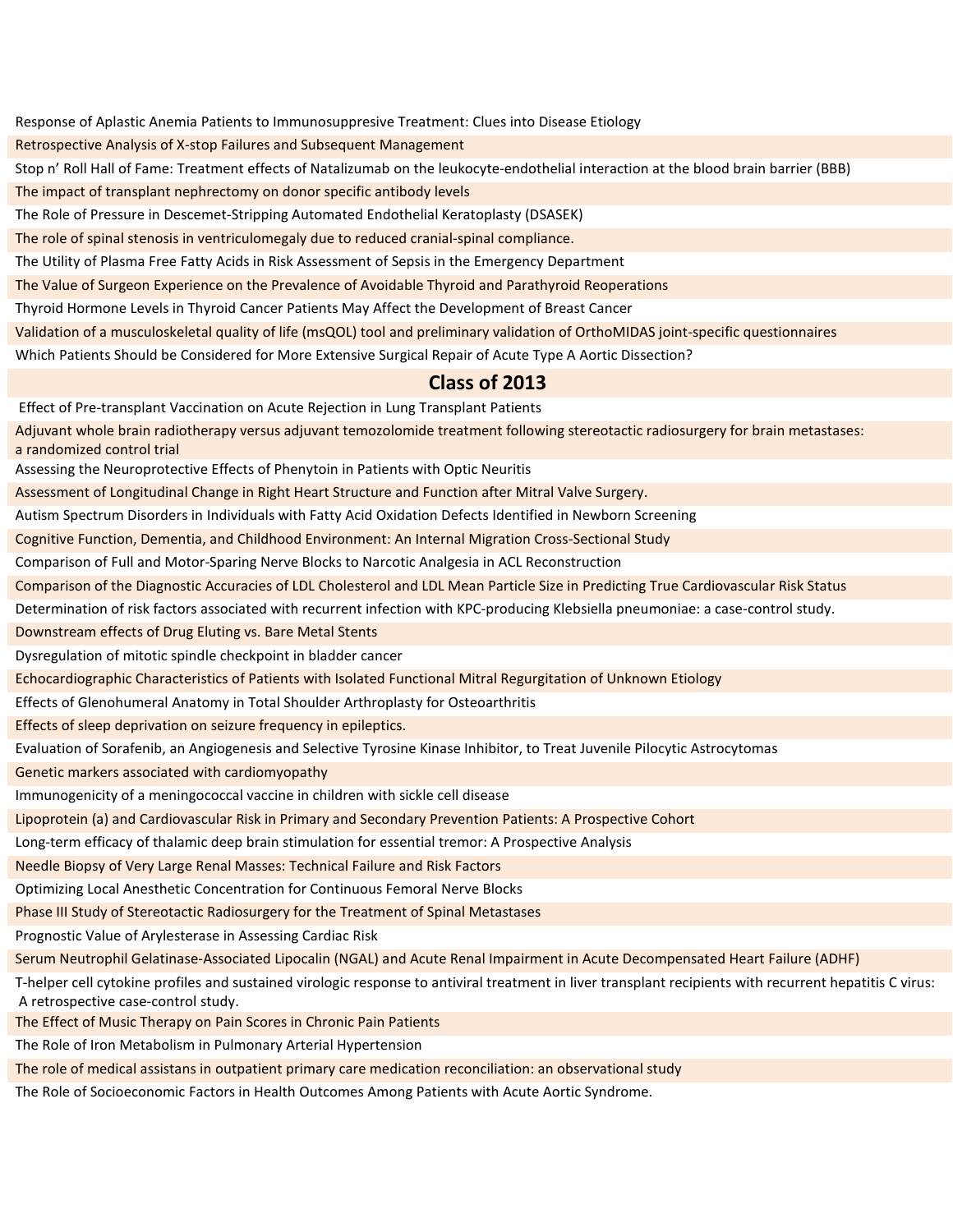Response of Aplastic Anemia Patients to Immunosuppresive Treatment: Clues into Disease Etiology

Retrospective Analysis of X-stop Failures and Subsequent Management

Stop n' Roll Hall of Fame: Treatment effects of Natalizumab on the leukocyte-endothelial interaction at the blood brain barrier (BBB)

The impact of transplant nephrectomy on donor specific antibody levels

The Role of Pressure in Descemet-Stripping Automated Endothelial Keratoplasty (DSASEK)

The role of spinal stenosis in ventriculomegaly due to reduced cranial-spinal compliance.

The Utility of Plasma Free Fatty Acids in Risk Assessment of Sepsis in the Emergency Department

The Value of Surgeon Experience on the Prevalence of Avoidable Thyroid and Parathyroid Reoperations

Thyroid Hormone Levels in Thyroid Cancer Patients May Affect the Development of Breast Cancer

Validation of a musculoskeletal quality of life (msQOL) tool and preliminary validation of OrthoMIDAS joint-specific questionnaires

Which Patients Should be Considered for More Extensive Surgical Repair of Acute Type A Aortic Dissection?

## Class of 2013

Effect of Pre-transplant Vaccination on Acute Rejection in Lung Transplant Patients

Adjuvant whole brain radiotherapy versus adjuvant temozolomide treatment following stereotactic radiosurgery for brain metastases: a randomized control trial

Assessing the Neuroprotective Effects of Phenytoin in Patients with Optic Neuritis

Assessment of Longitudinal Change in Right Heart Structure and Function after Mitral Valve Surgery.

Autism Spectrum Disorders in Individuals with Fatty Acid Oxidation Defects Identified in Newborn Screening

Cognitive Function, Dementia, and Childhood Environment: An Internal Migration Cross-Sectional Study

Comparison of Full and Motor-Sparing Nerve Blocks to Narcotic Analgesia in ACL Reconstruction

Comparison of the Diagnostic Accuracies of LDL Cholesterol and LDL Mean Particle Size in Predicting True Cardiovascular Risk Status

Determination of risk factors associated with recurrent infection with KPC-producing Klebsiella pneumoniae: a case-control study.

Downstream effects of Drug Eluting vs. Bare Metal Stents

Dysregulation of mitotic spindle checkpoint in bladder cancer

Echocardiographic Characteristics of Patients with Isolated Functional Mitral Regurgitation of Unknown Etiology

Effects of Glenohumeral Anatomy in Total Shoulder Arthroplasty for Osteoarthritis

Effects of sleep deprivation on seizure frequency in epileptics.

Evaluation of Sorafenib, an Angiogenesis and Selective Tyrosine Kinase Inhibitor, to Treat Juvenile Pilocytic Astrocytomas

Genetic markers associated with cardiomyopathy

Immunogenicity of a meningococcal vaccine in children with sickle cell disease

Lipoprotein (a) and Cardiovascular Risk in Primary and Secondary Prevention Patients: A Prospective Cohort

Long-term efficacy of thalamic deep brain stimulation for essential tremor: A Prospective Analysis

Needle Biopsy of Very Large Renal Masses: Technical Failure and Risk Factors

Optimizing Local Anesthetic Concentration for Continuous Femoral Nerve Blocks

Phase III Study of Stereotactic Radiosurgery for the Treatment of Spinal Metastases

Prognostic Value of Arylesterase in Assessing Cardiac Risk

Serum Neutrophil Gelatinase-Associated Lipocalin (NGAL) and Acute Renal Impairment in Acute Decompensated Heart Failure (ADHF)

T-helper cell cytokine profiles and sustained virologic response to antiviral treatment in liver transplant recipients with recurrent hepatitis C virus: A retrospective case-control study.

The Effect of Music Therapy on Pain Scores in Chronic Pain Patients

The Role of Iron Metabolism in Pulmonary Arterial Hypertension

The role of medical assistans in outpatient primary care medication reconciliation: an observational study

The Role of Socioeconomic Factors in Health Outcomes Among Patients with Acute Aortic Syndrome.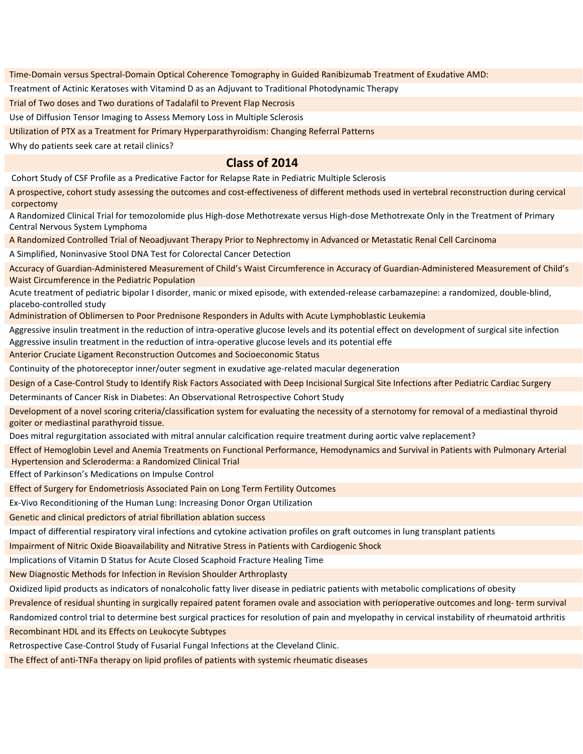Time-Domain versus Spectral-Domain Optical Coherence Tomography in Guided Ranibizumab Treatment of Exudative AMD:

Treatment of Actinic Keratoses with Vitamind D as an Adjuvant to Traditional Photodynamic Therapy

Trial of Two doses and Two durations of Tadalafil to Prevent Flap Necrosis

Use of Diffusion Tensor Imaging to Assess Memory Loss in Multiple Sclerosis

Utilization of PTX as a Treatment for Primary Hyperparathyroidism: Changing Referral Patterns

Why do patients seek care at retail clinics?

## Class of 2014

Cohort Study of CSF Profile as a Predicative Factor for Relapse Rate in Pediatric Multiple Sclerosis

A prospective, cohort study assessing the outcomes and cost-effectiveness of different methods used in vertebral reconstruction during cervical corpectomy

A Randomized Clinical Trial for temozolomide plus High-dose Methotrexate versus High-dose Methotrexate Only in the Treatment of Primary Central Nervous System Lymphoma

A Randomized Controlled Trial of Neoadjuvant Therapy Prior to Nephrectomy in Advanced or Metastatic Renal Cell Carcinoma

A Simplified, Noninvasive Stool DNA Test for Colorectal Cancer Detection

Accuracy of Guardian-Administered Measurement of Child's Waist Circumference in Accuracy of Guardian-Administered Measurement of Child's Waist Circumference in the Pediatric Population

Acute treatment of pediatric bipolar I disorder, manic or mixed episode, with extended-release carbamazepine: a randomized, double-blind, placebo-controlled study

Administration of Oblimersen to Poor Prednisone Responders in Adults with Acute Lymphoblastic Leukemia

Aggressive insulin treatment in the reduction of intra-operative glucose levels and its potential effect on development of surgical site infection Aggressive insulin treatment in the reduction of intra-operative glucose levels and its potential effe

Anterior Cruciate Ligament Reconstruction Outcomes and Socioeconomic Status

Continuity of the photoreceptor inner/outer segment in exudative age-related macular degeneration

Design of a Case-Control Study to Identify Risk Factors Associated with Deep Incisional Surgical Site Infections after Pediatric Cardiac Surgery

Determinants of Cancer Risk in Diabetes: An Observational Retrospective Cohort Study

Development of a novel scoring criteria/classification system for evaluating the necessity of a sternotomy for removal of a mediastinal thyroid goiter or mediastinal parathyroid tissue.

Does mitral regurgitation associated with mitral annular calcification require treatment during aortic valve replacement?

Effect of Hemoglobin Level and Anemia Treatments on Functional Performance, Hemodynamics and Survival in Patients with Pulmonary Arterial Hypertension and Scleroderma: a Randomized Clinical Trial

Effect of Parkinson's Medications on Impulse Control

Effect of Surgery for Endometriosis Associated Pain on Long Term Fertility Outcomes

Ex-Vivo Reconditioning of the Human Lung: Increasing Donor Organ Utilization

Genetic and clinical predictors of atrial fibrillation ablation success

Impact of differential respiratory viral infections and cytokine activation profiles on graft outcomes in lung transplant patients

Impairment of Nitric Oxide Bioavailability and Nitrative Stress in Patients with Cardiogenic Shock

Implications of Vitamin D Status for Acute Closed Scaphoid Fracture Healing Time

New Diagnostic Methods for Infection in Revision Shoulder Arthroplasty

Oxidized lipid products as indicators of nonalcoholic fatty liver disease in pediatric patients with metabolic complications of obesity

Prevalence of residual shunting in surgically repaired patent foramen ovale and association with perioperative outcomes and long- term survival

Randomized control trial to determine best surgical practices for resolution of pain and myelopathy in cervical instability of rheumatoid arthritis

Recombinant HDL and its Effects on Leukocyte Subtypes

Retrospective Case-Control Study of Fusarial Fungal Infections at the Cleveland Clinic.

The Effect of anti-TNFa therapy on lipid profiles of patients with systemic rheumatic diseases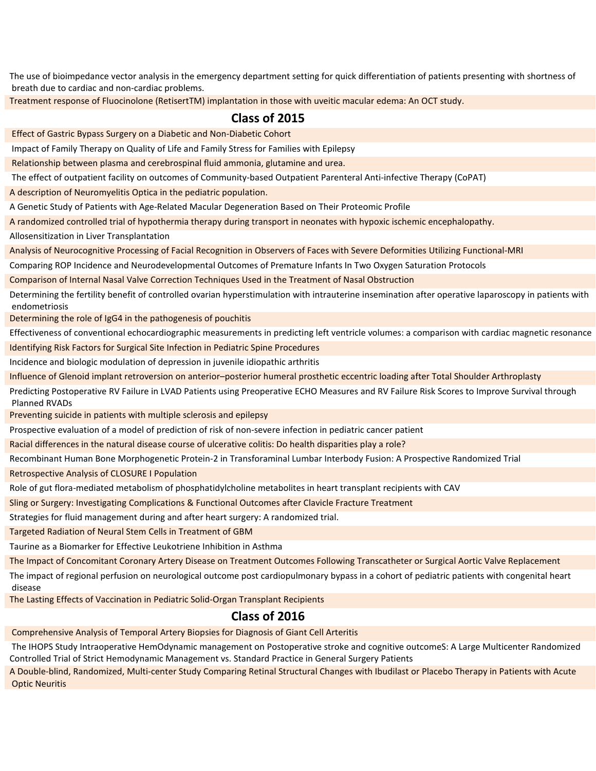The use of bioimpedance vector analysis in the emergency department setting for quick differentiation of patients presenting with shortness of breath due to cardiac and non-cardiac problems.

Treatment response of Fluocinolone (RetisertTM) implantation in those with uveitic macular edema: An OCT study.

## Class of 2015

Effect of Gastric Bypass Surgery on a Diabetic and Non-Diabetic Cohort

Impact of Family Therapy on Quality of Life and Family Stress for Families with Epilepsy

Relationship between plasma and cerebrospinal fluid ammonia, glutamine and urea.

The effect of outpatient facility on outcomes of Community-based Outpatient Parenteral Anti-infective Therapy (CoPAT)

A description of Neuromyelitis Optica in the pediatric population.

A Genetic Study of Patients with Age-Related Macular Degeneration Based on Their Proteomic Profile

A randomized controlled trial of hypothermia therapy during transport in neonates with hypoxic ischemic encephalopathy.

Allosensitization in Liver Transplantation

Analysis of Neurocognitive Processing of Facial Recognition in Observers of Faces with Severe Deformities Utilizing Functional-MRI

Comparing ROP Incidence and Neurodevelopmental Outcomes of Premature Infants In Two Oxygen Saturation Protocols

Comparison of Internal Nasal Valve Correction Techniques Used in the Treatment of Nasal Obstruction

Determining the fertility benefit of controlled ovarian hyperstimulation with intrauterine insemination after operative laparoscopy in patients with endometriosis

Determining the role of IgG4 in the pathogenesis of pouchitis

Effectiveness of conventional echocardiographic measurements in predicting left ventricle volumes: a comparison with cardiac magnetic resonance

Identifying Risk Factors for Surgical Site Infection in Pediatric Spine Procedures

Incidence and biologic modulation of depression in juvenile idiopathic arthritis

Influence of Glenoid implant retroversion on anterior–posterior humeral prosthetic eccentric loading after Total Shoulder Arthroplasty

Predicting Postoperative RV Failure in LVAD Patients using Preoperative ECHO Measures and RV Failure Risk Scores to Improve Survival through Planned RVADs

Preventing suicide in patients with multiple sclerosis and epilepsy

Prospective evaluation of a model of prediction of risk of non-severe infection in pediatric cancer patient

Racial differences in the natural disease course of ulcerative colitis: Do health disparities play a role?

Recombinant Human Bone Morphogenetic Protein-2 in Transforaminal Lumbar Interbody Fusion: A Prospective Randomized Trial

Retrospective Analysis of CLOSURE I Population

Role of gut flora-mediated metabolism of phosphatidylcholine metabolites in heart transplant recipients with CAV

Sling or Surgery: Investigating Complications & Functional Outcomes after Clavicle Fracture Treatment

Strategies for fluid management during and after heart surgery: A randomized trial.

Targeted Radiation of Neural Stem Cells in Treatment of GBM

Taurine as a Biomarker for Effective Leukotriene Inhibition in Asthma

The Impact of Concomitant Coronary Artery Disease on Treatment Outcomes Following Transcatheter or Surgical Aortic Valve Replacement

The impact of regional perfusion on neurological outcome post cardiopulmonary bypass in a cohort of pediatric patients with congenital heart disease

The Lasting Effects of Vaccination in Pediatric Solid-Organ Transplant Recipients

## Class of 2016

Comprehensive Analysis of Temporal Artery Biopsies for Diagnosis of Giant Cell Arteritis

The IHOPS Study Intraoperative HemOdynamic management on Postoperative stroke and cognitive outcomeS: A Large Multicenter Randomized Controlled Trial of Strict Hemodynamic Management vs. Standard Practice in General Surgery Patients

A Double-blind, Randomized, Multi-center Study Comparing Retinal Structural Changes with Ibudilast or Placebo Therapy in Patients with Acute Optic Neuritis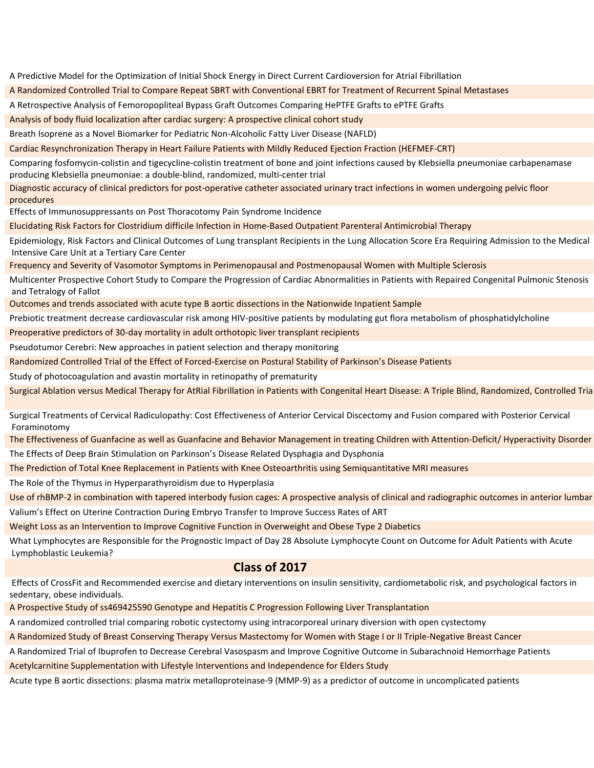A Predictive Model for the Optimization of Initial Shock Energy in Direct Current Cardioversion for Atrial Fibrillation

A Randomized Controlled Trial to Compare Repeat SBRT with Conventional EBRT for Treatment of Recurrent Spinal Metastases

A Retrospective Analysis of Femoropopliteal Bypass Graft Outcomes Comparing HePTFE Grafts to ePTFE Grafts

Analysis of body fluid localization after cardiac surgery: A prospective clinical cohort study

Breath Isoprene as a Novel Biomarker for Pediatric Non-Alcoholic Fatty Liver Disease (NAFLD)

Cardiac Resynchronization Therapy in Heart Failure Patients with Mildly Reduced Ejection Fraction (HEFMEF-CRT)

Comparing fosfomycin-colistin and tigecycline-colistin treatment of bone and joint infections caused by Klebsiella pneumoniae carbapenamase producing Klebsiella pneumoniae: a double-blind, randomized, multi-center trial

Diagnostic accuracy of clinical predictors for post-operative catheter associated urinary tract infections in women undergoing pelvic floor procedures

Effects of Immunosuppressants on Post Thoracotomy Pain Syndrome Incidence

Elucidating Risk Factors for Clostridium difficile Infection in Home-Based Outpatient Parenteral Antimicrobial Therapy

Epidemiology, Risk Factors and Clinical Outcomes of Lung transplant Recipients in the Lung Allocation Score Era Requiring Admission to the Medical Intensive Care Unit at a Tertiary Care Center

Frequency and Severity of Vasomotor Symptoms in Perimenopausal and Postmenopausal Women with Multiple Sclerosis

Multicenter Prospective Cohort Study to Compare the Progression of Cardiac Abnormalities in Patients with Repaired Congenital Pulmonic Stenosis and Tetralogy of Fallot

Outcomes and trends associated with acute type B aortic dissections in the Nationwide Inpatient Sample

Prebiotic treatment decrease cardiovascular risk among HIV-positive patients by modulating gut flora metabolism of phosphatidylcholine

Preoperative predictors of 30-day mortality in adult orthotopic liver transplant recipients

Pseudotumor Cerebri: New approaches in patient selection and therapy monitoring

Randomized Controlled Trial of the Effect of Forced-Exercise on Postural Stability of Parkinson's Disease Patients

Study of photocoagulation and avastin mortality in retinopathy of prematurity

Surgical Ablation versus Medical Therapy for AtRial Fibrillation in Patients with Congenital Heart Disease: A Triple Blind, Randomized, Controlled Tria

Surgical Treatments of Cervical Radiculopathy: Cost Effectiveness of Anterior Cervical Discectomy and Fusion compared with Posterior Cervical Foraminotomy

The Effectiveness of Guanfacine as well as Guanfacine and Behavior Management in treating Children with Attention-Deficit/ Hyperactivity Disorder

The Effects of Deep Brain Stimulation on Parkinson's Disease Related Dysphagia and Dysphonia

The Prediction of Total Knee Replacement in Patients with Knee Osteoarthritis using Semiquantitative MRI measures

The Role of the Thymus in Hyperparathyroidism due to Hyperplasia

Use of rhBMP-2 in combination with tapered interbody fusion cages: A prospective analysis of clinical and radiographic outcomes in anterior lumbar

Valium's Effect on Uterine Contraction During Embryo Transfer to Improve Success Rates of ART

Weight Loss as an Intervention to Improve Cognitive Function in Overweight and Obese Type 2 Diabetics

What Lymphocytes are Responsible for the Prognostic Impact of Day 28 Absolute Lymphocyte Count on Outcome for Adult Patients with Acute Lymphoblastic Leukemia?

## Class of 2017

Effects of CrossFit and Recommended exercise and dietary interventions on insulin sensitivity, cardiometabolic risk, and psychological factors in sedentary, obese individuals.

A Prospective Study of ss469425590 Genotype and Hepatitis C Progression Following Liver Transplantation

A randomized controlled trial comparing robotic cystectomy using intracorporeal urinary diversion with open cystectomy

A Randomized Study of Breast Conserving Therapy Versus Mastectomy for Women with Stage I or II Triple-Negative Breast Cancer

A Randomized Trial of Ibuprofen to Decrease Cerebral Vasospasm and Improve Cognitive Outcome in Subarachnoid Hemorrhage Patients

Acetylcarnitine Supplementation with Lifestyle Interventions and Independence for Elders Study

Acute type B aortic dissections: plasma matrix metalloproteinase-9 (MMP-9) as a predictor of outcome in uncomplicated patients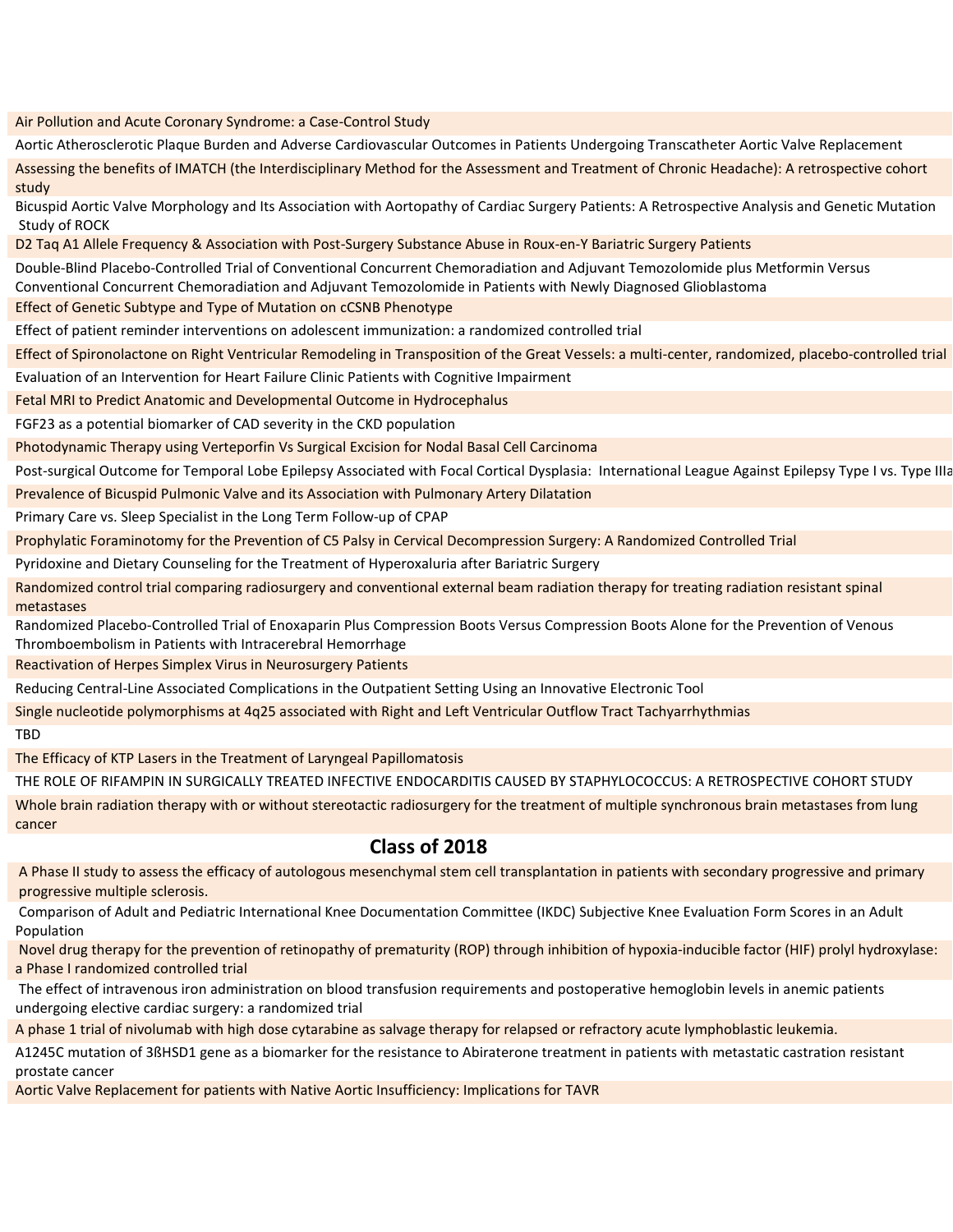Air Pollution and Acute Coronary Syndrome: a Case-Control Study

Aortic Atherosclerotic Plaque Burden and Adverse Cardiovascular Outcomes in Patients Undergoing Transcatheter Aortic Valve Replacement

Assessing the benefits of IMATCH (the Interdisciplinary Method for the Assessment and Treatment of Chronic Headache): A retrospective cohort study

Bicuspid Aortic Valve Morphology and Its Association with Aortopathy of Cardiac Surgery Patients: A Retrospective Analysis and Genetic Mutation Study of ROCK

D2 Taq A1 Allele Frequency & Association with Post-Surgery Substance Abuse in Roux-en-Y Bariatric Surgery Patients

Double-Blind Placebo-Controlled Trial of Conventional Concurrent Chemoradiation and Adjuvant Temozolomide plus Metformin Versus Conventional Concurrent Chemoradiation and Adjuvant Temozolomide in Patients with Newly Diagnosed Glioblastoma

Effect of Genetic Subtype and Type of Mutation on cCSNB Phenotype

Effect of patient reminder interventions on adolescent immunization: a randomized controlled trial

Effect of Spironolactone on Right Ventricular Remodeling in Transposition of the Great Vessels: a multi-center, randomized, placebo-controlled trial

Evaluation of an Intervention for Heart Failure Clinic Patients with Cognitive Impairment

Fetal MRI to Predict Anatomic and Developmental Outcome in Hydrocephalus

FGF23 as a potential biomarker of CAD severity in the CKD population

Photodynamic Therapy using Verteporfin Vs Surgical Excision for Nodal Basal Cell Carcinoma

Post-surgical Outcome for Temporal Lobe Epilepsy Associated with Focal Cortical Dysplasia: International League Against Epilepsy Type I vs. Type IIIa

Prevalence of Bicuspid Pulmonic Valve and its Association with Pulmonary Artery Dilatation

Primary Care vs. Sleep Specialist in the Long Term Follow-up of CPAP

Prophylatic Foraminotomy for the Prevention of C5 Palsy in Cervical Decompression Surgery: A Randomized Controlled Trial

Pyridoxine and Dietary Counseling for the Treatment of Hyperoxaluria after Bariatric Surgery

Randomized control trial comparing radiosurgery and conventional external beam radiation therapy for treating radiation resistant spinal metastases

Randomized Placebo-Controlled Trial of Enoxaparin Plus Compression Boots Versus Compression Boots Alone for the Prevention of Venous Thromboembolism in Patients with Intracerebral Hemorrhage

Reactivation of Herpes Simplex Virus in Neurosurgery Patients

Reducing Central-Line Associated Complications in the Outpatient Setting Using an Innovative Electronic Tool

Single nucleotide polymorphisms at 4q25 associated with Right and Left Ventricular Outflow Tract Tachyarrhythmias

TBD

The Efficacy of KTP Lasers in the Treatment of Laryngeal Papillomatosis

THE ROLE OF RIFAMPIN IN SURGICALLY TREATED INFECTIVE ENDOCARDITIS CAUSED BY STAPHYLOCOCCUS: A RETROSPECTIVE COHORT STUDY

Whole brain radiation therapy with or without stereotactic radiosurgery for the treatment of multiple synchronous brain metastases from lung cancer

## Class of 2018

A Phase II study to assess the efficacy of autologous mesenchymal stem cell transplantation in patients with secondary progressive and primary progressive multiple sclerosis.

Comparison of Adult and Pediatric International Knee Documentation Committee (IKDC) Subjective Knee Evaluation Form Scores in an Adult Population

Novel drug therapy for the prevention of retinopathy of prematurity (ROP) through inhibition of hypoxia-inducible factor (HIF) prolyl hydroxylase: a Phase I randomized controlled trial

The effect of intravenous iron administration on blood transfusion requirements and postoperative hemoglobin levels in anemic patients undergoing elective cardiac surgery: a randomized trial

A phase 1 trial of nivolumab with high dose cytarabine as salvage therapy for relapsed or refractory acute lymphoblastic leukemia.

A1245C mutation of 3ßHSD1 gene as a biomarker for the resistance to Abiraterone treatment in patients with metastatic castration resistant prostate cancer

Aortic Valve Replacement for patients with Native Aortic Insufficiency: Implications for TAVR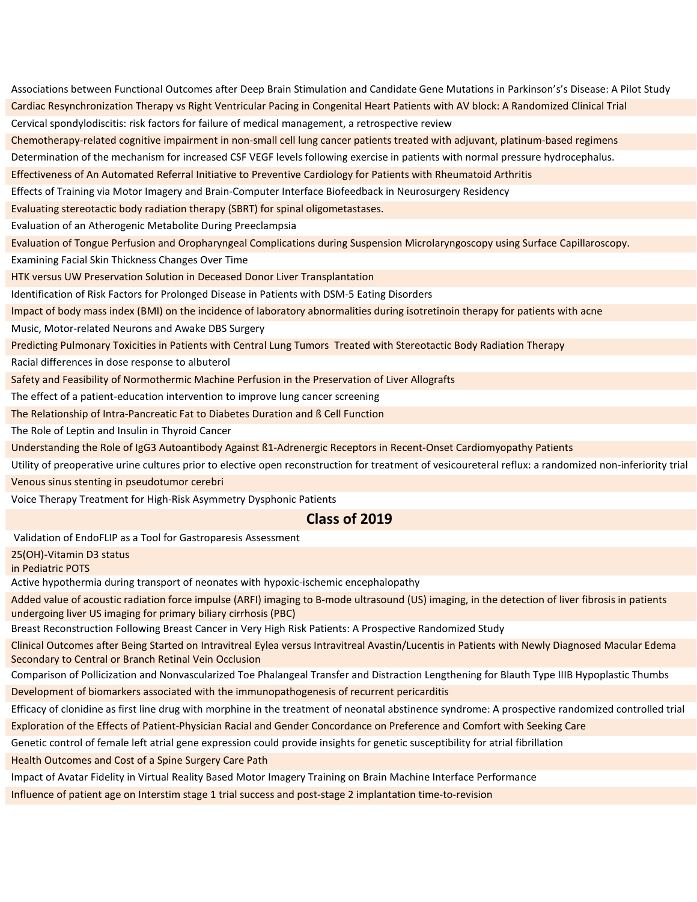Associations between Functional Outcomes after Deep Brain Stimulation and Candidate Gene Mutations in Parkinson's's Disease: A Pilot Study

Cardiac Resynchronization Therapy vs Right Ventricular Pacing in Congenital Heart Patients with AV block: A Randomized Clinical Trial

Cervical spondylodiscitis: risk factors for failure of medical management, a retrospective review

Chemotherapy-related cognitive impairment in non-small cell lung cancer patients treated with adjuvant, platinum-based regimens

Determination of the mechanism for increased CSF VEGF levels following exercise in patients with normal pressure hydrocephalus.

Effectiveness of An Automated Referral Initiative to Preventive Cardiology for Patients with Rheumatoid Arthritis

Effects of Training via Motor Imagery and Brain-Computer Interface Biofeedback in Neurosurgery Residency

Evaluating stereotactic body radiation therapy (SBRT) for spinal oligometastases.

Evaluation of an Atherogenic Metabolite During Preeclampsia

Evaluation of Tongue Perfusion and Oropharyngeal Complications during Suspension Microlaryngoscopy using Surface Capillaroscopy.

Examining Facial Skin Thickness Changes Over Time

HTK versus UW Preservation Solution in Deceased Donor Liver Transplantation

Identification of Risk Factors for Prolonged Disease in Patients with DSM-5 Eating Disorders

Impact of body mass index (BMI) on the incidence of laboratory abnormalities during isotretinoin therapy for patients with acne

Music, Motor-related Neurons and Awake DBS Surgery

Predicting Pulmonary Toxicities in Patients with Central Lung Tumors Treated with Stereotactic Body Radiation Therapy

Racial differences in dose response to albuterol

Safety and Feasibility of Normothermic Machine Perfusion in the Preservation of Liver Allografts

The effect of a patient-education intervention to improve lung cancer screening

The Relationship of Intra-Pancreatic Fat to Diabetes Duration and ß Cell Function

The Role of Leptin and Insulin in Thyroid Cancer

Understanding the Role of IgG3 Autoantibody Against ß1-Adrenergic Receptors in Recent-Onset Cardiomyopathy Patients

Utility of preoperative urine cultures prior to elective open reconstruction for treatment of vesicoureteral reflux: a randomized non-inferiority trial

Venous sinus stenting in pseudotumor cerebri

Voice Therapy Treatment for High-Risk Asymmetry Dysphonic Patients

## Class of 2019

Validation of EndoFLIP as a Tool for Gastroparesis Assessment

25(OH)-Vitamin D3 status in Pediatric POTS

Active hypothermia during transport of neonates with hypoxic-ischemic encephalopathy

Added value of acoustic radiation force impulse (ARFI) imaging to B-mode ultrasound (US) imaging, in the detection of liver fibrosis in patients undergoing liver US imaging for primary biliary cirrhosis (PBC)

Breast Reconstruction Following Breast Cancer in Very High Risk Patients: A Prospective Randomized Study

Clinical Outcomes after Being Started on Intravitreal Eylea versus Intravitreal Avastin/Lucentis in Patients with Newly Diagnosed Macular Edema Secondary to Central or Branch Retinal Vein Occlusion

Comparison of Pollicization and Nonvascularized Toe Phalangeal Transfer and Distraction Lengthening for Blauth Type IIIB Hypoplastic Thumbs

Development of biomarkers associated with the immunopathogenesis of recurrent pericarditis

Efficacy of clonidine as first line drug with morphine in the treatment of neonatal abstinence syndrome: A prospective randomized controlled trial

Exploration of the Effects of Patient-Physician Racial and Gender Concordance on Preference and Comfort with Seeking Care

Genetic control of female left atrial gene expression could provide insights for genetic susceptibility for atrial fibrillation

Health Outcomes and Cost of a Spine Surgery Care Path

Impact of Avatar Fidelity in Virtual Reality Based Motor Imagery Training on Brain Machine Interface Performance

Influence of patient age on Interstim stage 1 trial success and post-stage 2 implantation time-to-revision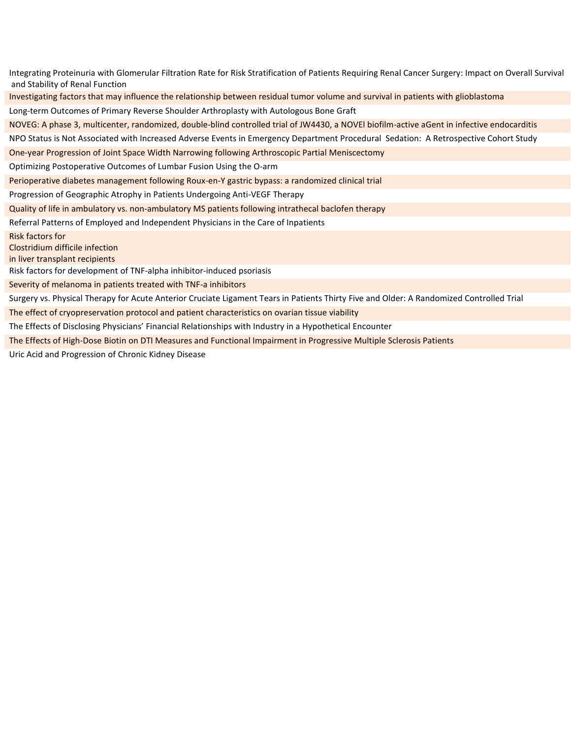Integrating Proteinuria with Glomerular Filtration Rate for Risk Stratification of Patients Requiring Renal Cancer Surgery: Impact on Overall Survival and Stability of Renal Function

Investigating factors that may influence the relationship between residual tumor volume and survival in patients with glioblastoma

Long-term Outcomes of Primary Reverse Shoulder Arthroplasty with Autologous Bone Graft

NOVEG: A phase 3, multicenter, randomized, double-blind controlled trial of JW4430, a NOVEl biofilm-active aGent in infective endocarditis

NPO Status is Not Associated with Increased Adverse Events in Emergency Department Procedural Sedation: A Retrospective Cohort Study

One-year Progression of Joint Space Width Narrowing following Arthroscopic Partial Meniscectomy

Optimizing Postoperative Outcomes of Lumbar Fusion Using the O-arm

Perioperative diabetes management following Roux-en-Y gastric bypass: a randomized clinical trial

Progression of Geographic Atrophy in Patients Undergoing Anti-VEGF Therapy

Quality of life in ambulatory vs. non-ambulatory MS patients following intrathecal baclofen therapy

Referral Patterns of Employed and Independent Physicians in the Care of Inpatients

Risk factors for
Clostridium difficile infection
in liver transplant recipients

Risk factors for development of TNF-alpha inhibitor-induced psoriasis

Severity of melanoma in patients treated with TNF-a inhibitors

Surgery vs. Physical Therapy for Acute Anterior Cruciate Ligament Tears in Patients Thirty Five and Older: A Randomized Controlled Trial

The effect of cryopreservation protocol and patient characteristics on ovarian tissue viability

The Effects of Disclosing Physicians' Financial Relationships with Industry in a Hypothetical Encounter

The Effects of High-Dose Biotin on DTI Measures and Functional Impairment in Progressive Multiple Sclerosis Patients

Uric Acid and Progression of Chronic Kidney Disease